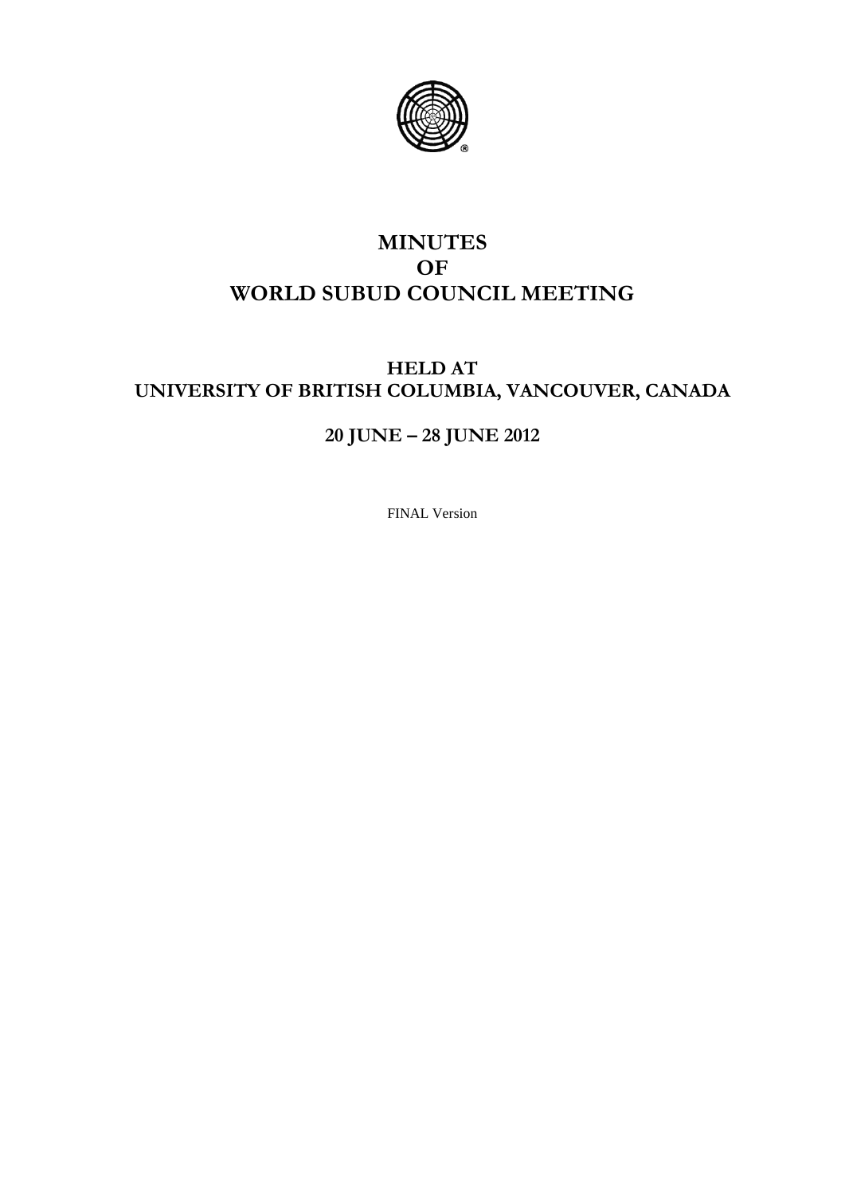# MINUTES
# OF
# WORLD SUBUD COUNCIL MEETING

## HELD AT
## UNIVERSITY OF BRITISH COLUMBIA, VANCOUVER, CANADA

## 20 JUNE – 28 JUNE 2012

FINAL Version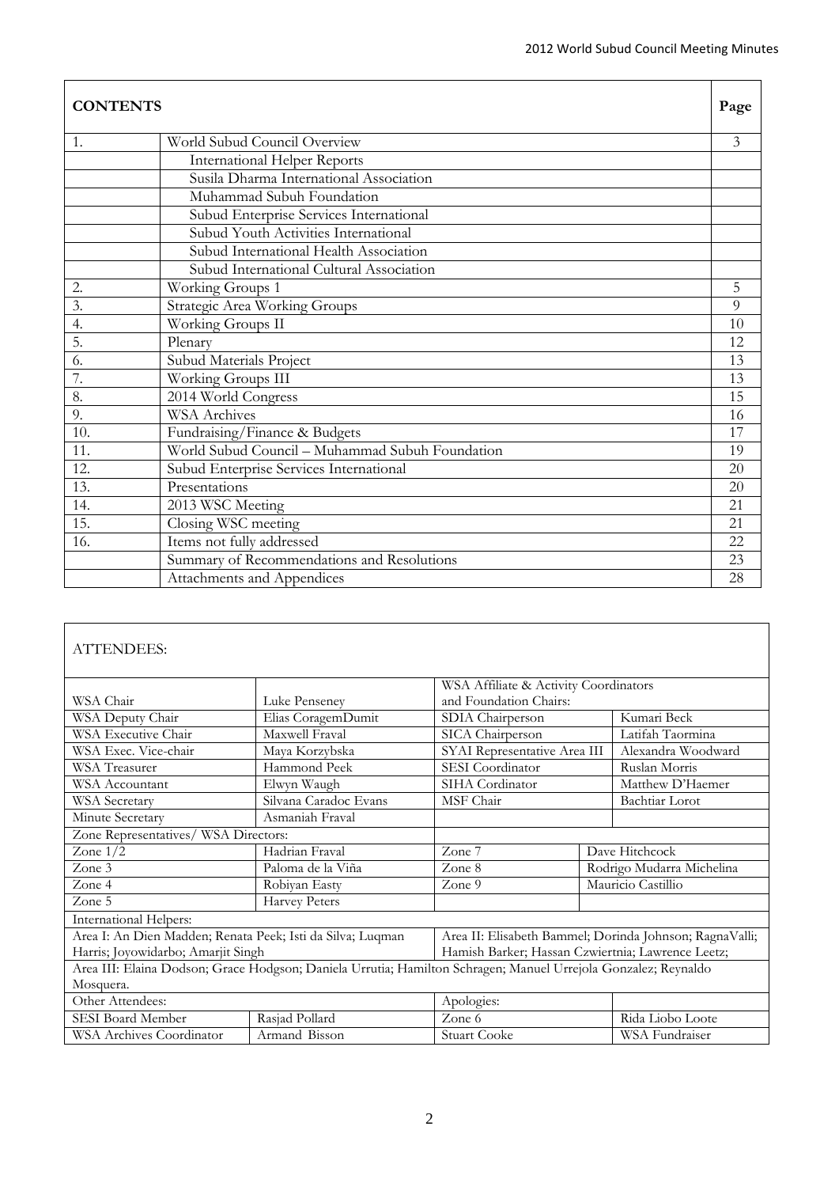| CONTENTS | | Page |
|---|---|---|
| 1. | World Subud Council Overview | 3 |
| | International Helper Reports | |
| | Susila Dharma International Association | |
| | Muhammad Subuh Foundation | |
| | Subud Enterprise Services International | |
| | Subud Youth Activities International | |
| | Subud International Health Association | |
| | Subud International Cultural Association | |
| 2. | Working Groups 1 | 5 |
| 3. | Strategic Area Working Groups | 9 |
| 4. | Working Groups II | 10 |
| 5. | Plenary | 12 |
| 6. | Subud Materials Project | 13 |
| 7. | Working Groups III | 13 |
| 8. | 2014 World Congress | 15 |
| 9. | WSA Archives | 16 |
| 10. | Fundraising/Finance & Budgets | 17 |
| 11. | World Subud Council – Muhammad Subuh Foundation | 19 |
| 12. | Subud Enterprise Services International | 20 |
| 13. | Presentations | 20 |
| 14. | 2013 WSC Meeting | 21 |
| 15. | Closing WSC meeting | 21 |
| 16. | Items not fully addressed | 22 |
| | Summary of Recommendations and Resolutions | 23 |
| | Attachments and Appendices | 28 |

| ATTENDEES: | | | |
|---|---|---|---|
| WSA Chair | Luke Penseney | WSA Affiliate & Activity Coordinators and Foundation Chairs: | |
| WSA Deputy Chair | Elias CoragemDumit | SDIA Chairperson | Kumari Beck |
| WSA Executive Chair | Maxwell Fraval | SICA Chairperson | Latifah Taormina |
| WSA Exec. Vice-chair | Maya Korzybska | SYAI Representative Area III | Alexandra Woodward |
| WSA Treasurer | Hammond Peek | SESI Coordinator | Ruslan Morris |
| WSA Accountant | Elwyn Waugh | SIHA Cordinator | Matthew D'Haemer |
| WSA Secretary | Silvana Caradoc Evans | MSF Chair | Bachtiar Lorot |
| Minute Secretary | Asmaniah Fraval | | |
| Zone Representatives/ WSA Directors: | | | |
| Zone 1/2 | Hadrian Fraval | Zone 7 | Dave Hitchcock |
| Zone 3 | Paloma de la Viña | Zone 8 | Rodrigo Mudarra Michelina |
| Zone 4 | Robiyan Easty | Zone 9 | Mauricio Castillio |
| Zone 5 | Harvey Peters | | |
| International Helpers: | | | |
| Area I: An Dien Madden; Renata Peek; Isti da Silva; Luqman Harris; Joyowidarbo; Amarjit Singh | | Area II: Elisabeth Bammel; Dorinda Johnson; RagnaValli; Hamish Barker; Hassan Czwiertnia; Lawrence Leetz; | |
| Area III: Elaina Dodson; Grace Hodgson; Daniela Urrutia; Hamilton Schragen; Manuel Urrejola Gonzalez; Reynaldo Mosquera. | | | |
| Other Attendees: | | Apologies: | |
| SESI Board Member | Rasjad Pollard | Zone 6 | Rida Liobo Loote |
| WSA Archives Coordinator | Armand Bisson | Stuart Cooke | WSA Fundraiser |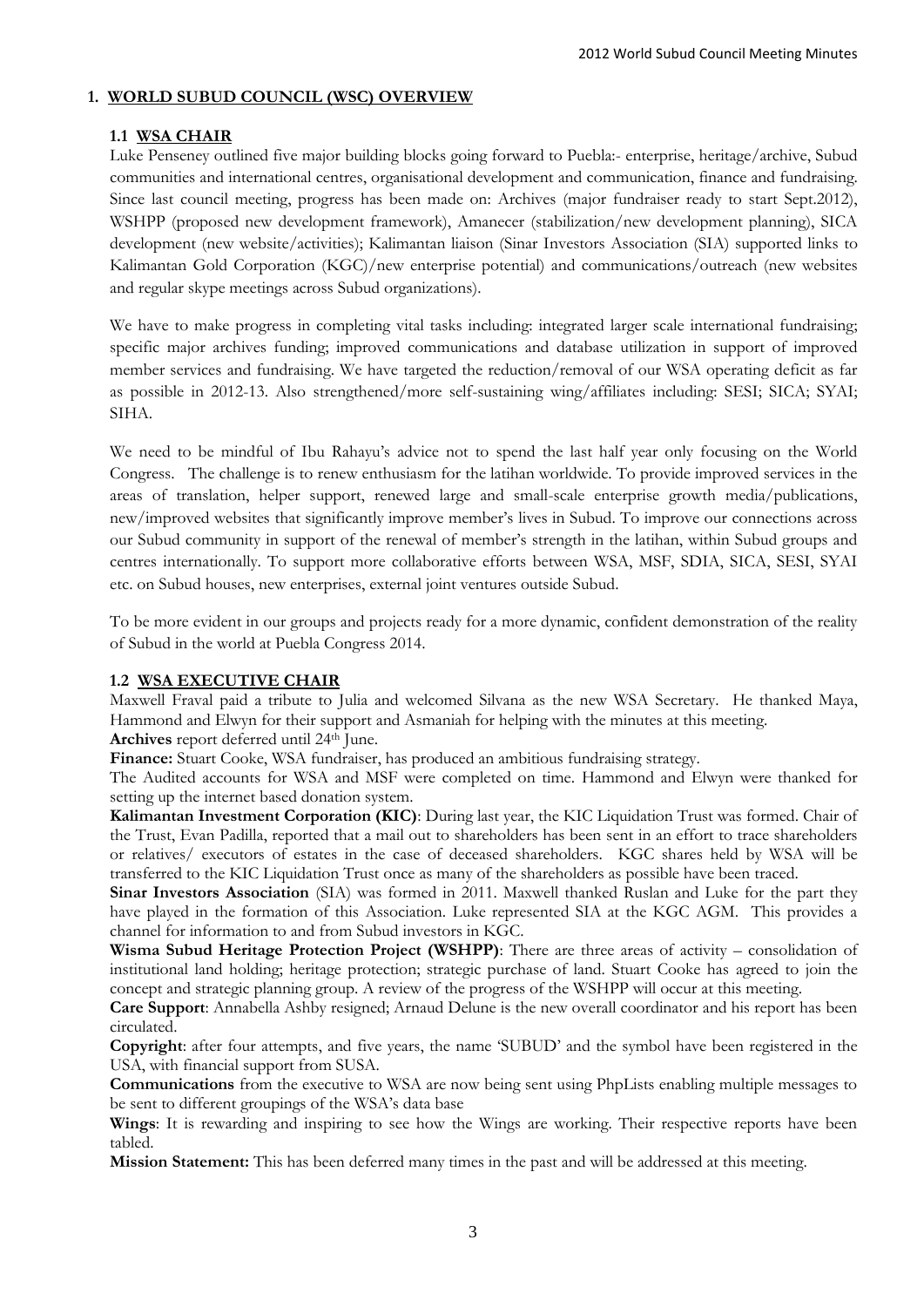## 1. WORLD SUBUD COUNCIL (WSC) OVERVIEW

### 1.1 WSA CHAIR

Luke Penseney outlined five major building blocks going forward to Puebla:- enterprise, heritage/archive, Subud communities and international centres, organisational development and communication, finance and fundraising. Since last council meeting, progress has been made on: Archives (major fundraiser ready to start Sept.2012), WSHPP (proposed new development framework), Amanecer (stabilization/new development planning), SICA development (new website/activities); Kalimantan liaison (Sinar Investors Association (SIA) supported links to Kalimantan Gold Corporation (KGC)/new enterprise potential) and communications/outreach (new websites and regular skype meetings across Subud organizations).

We have to make progress in completing vital tasks including: integrated larger scale international fundraising; specific major archives funding; improved communications and database utilization in support of improved member services and fundraising. We have targeted the reduction/removal of our WSA operating deficit as far as possible in 2012-13. Also strengthened/more self-sustaining wing/affiliates including: SESI; SICA; SYAI; SIHA.

We need to be mindful of Ibu Rahayu's advice not to spend the last half year only focusing on the World Congress. The challenge is to renew enthusiasm for the latihan worldwide. To provide improved services in the areas of translation, helper support, renewed large and small-scale enterprise growth media/publications, new/improved websites that significantly improve member's lives in Subud. To improve our connections across our Subud community in support of the renewal of member's strength in the latihan, within Subud groups and centres internationally. To support more collaborative efforts between WSA, MSF, SDIA, SICA, SESI, SYAI etc. on Subud houses, new enterprises, external joint ventures outside Subud.

To be more evident in our groups and projects ready for a more dynamic, confident demonstration of the reality of Subud in the world at Puebla Congress 2014.

### 1.2 WSA EXECUTIVE CHAIR

Maxwell Fraval paid a tribute to Julia and welcomed Silvana as the new WSA Secretary. He thanked Maya, Hammond and Elwyn for their support and Asmaniah for helping with the minutes at this meeting.

**Archives** report deferred until 24th June.

**Finance:** Stuart Cooke, WSA fundraiser, has produced an ambitious fundraising strategy.

The Audited accounts for WSA and MSF were completed on time. Hammond and Elwyn were thanked for setting up the internet based donation system.

**Kalimantan Investment Corporation (KIC)**: During last year, the KIC Liquidation Trust was formed. Chair of the Trust, Evan Padilla, reported that a mail out to shareholders has been sent in an effort to trace shareholders or relatives/ executors of estates in the case of deceased shareholders. KGC shares held by WSA will be transferred to the KIC Liquidation Trust once as many of the shareholders as possible have been traced.

**Sinar Investors Association** (SIA) was formed in 2011. Maxwell thanked Ruslan and Luke for the part they have played in the formation of this Association. Luke represented SIA at the KGC AGM. This provides a channel for information to and from Subud investors in KGC.

**Wisma Subud Heritage Protection Project (WSHPP)**: There are three areas of activity – consolidation of institutional land holding; heritage protection; strategic purchase of land. Stuart Cooke has agreed to join the concept and strategic planning group. A review of the progress of the WSHPP will occur at this meeting.

**Care Support**: Annabella Ashby resigned; Arnaud Delune is the new overall coordinator and his report has been circulated.

**Copyright**: after four attempts, and five years, the name 'SUBUD' and the symbol have been registered in the USA, with financial support from SUSA.

**Communications** from the executive to WSA are now being sent using PhpLists enabling multiple messages to be sent to different groupings of the WSA's data base

**Wings**: It is rewarding and inspiring to see how the Wings are working. Their respective reports have been tabled.

**Mission Statement:** This has been deferred many times in the past and will be addressed at this meeting.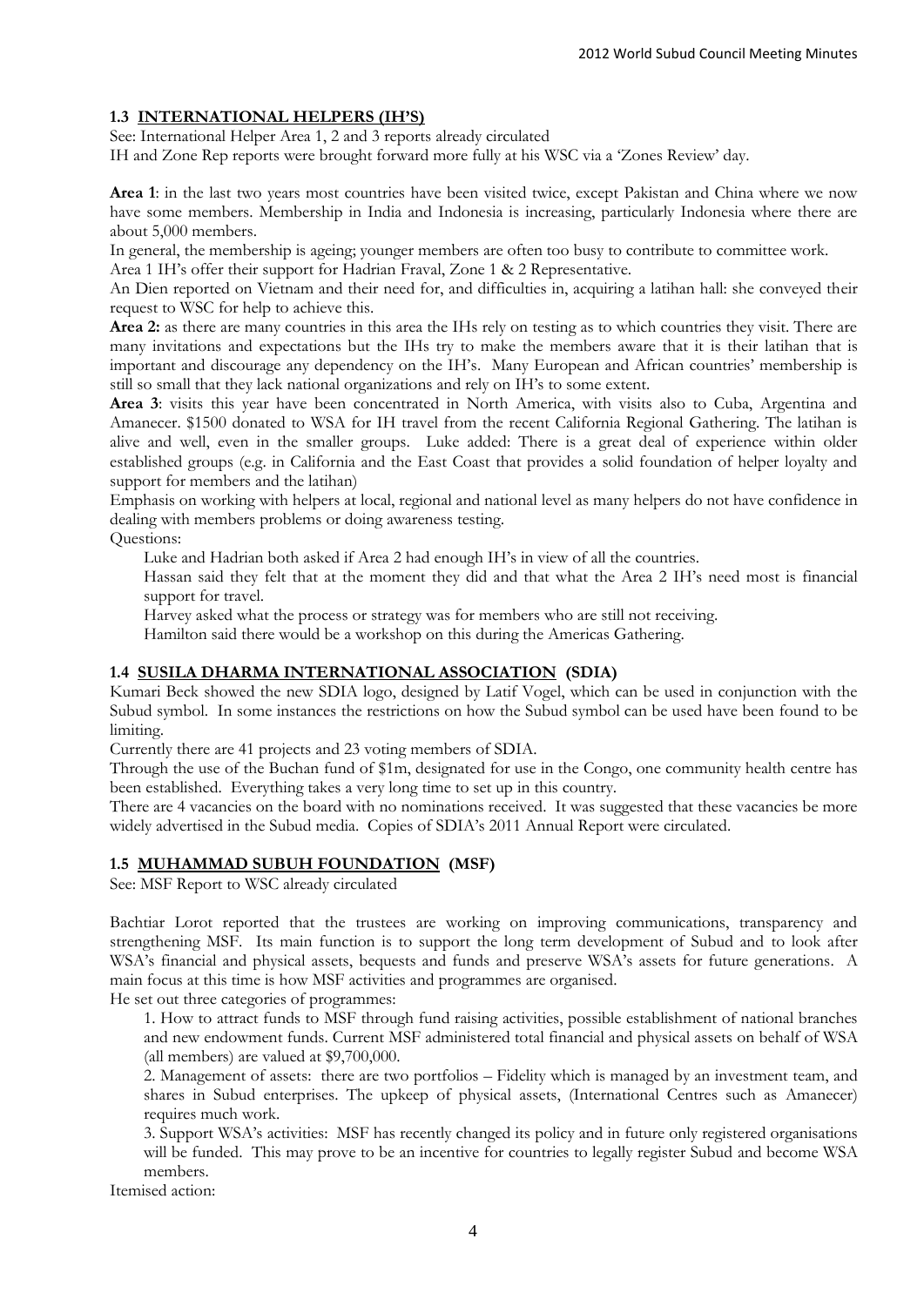### 1.3 INTERNATIONAL HELPERS (IH'S)

See: International Helper Area 1, 2 and 3 reports already circulated

IH and Zone Rep reports were brought forward more fully at his WSC via a 'Zones Review' day.

**Area 1**: in the last two years most countries have been visited twice, except Pakistan and China where we now have some members. Membership in India and Indonesia is increasing, particularly Indonesia where there are about 5,000 members.

In general, the membership is ageing; younger members are often too busy to contribute to committee work.

Area 1 IH's offer their support for Hadrian Fraval, Zone 1 & 2 Representative.

An Dien reported on Vietnam and their need for, and difficulties in, acquiring a latihan hall: she conveyed their request to WSC for help to achieve this.

**Area 2:** as there are many countries in this area the IHs rely on testing as to which countries they visit. There are many invitations and expectations but the IHs try to make the members aware that it is their latihan that is important and discourage any dependency on the IH's. Many European and African countries' membership is still so small that they lack national organizations and rely on IH's to some extent.

**Area 3**: visits this year have been concentrated in North America, with visits also to Cuba, Argentina and Amanecer. $1500 donated to WSA for IH travel from the recent California Regional Gathering. The latihan is alive and well, even in the smaller groups. Luke added: There is a great deal of experience within older established groups (e.g. in California and the East Coast that provides a solid foundation of helper loyalty and support for members and the latihan)

Emphasis on working with helpers at local, regional and national level as many helpers do not have confidence in dealing with members problems or doing awareness testing.

Questions:

Luke and Hadrian both asked if Area 2 had enough IH's in view of all the countries.

Hassan said they felt that at the moment they did and that what the Area 2 IH's need most is financial support for travel.

Harvey asked what the process or strategy was for members who are still not receiving.

Hamilton said there would be a workshop on this during the Americas Gathering.

### 1.4 SUSILA DHARMA INTERNATIONAL ASSOCIATION (SDIA)

Kumari Beck showed the new SDIA logo, designed by Latif Vogel, which can be used in conjunction with the Subud symbol. In some instances the restrictions on how the Subud symbol can be used have been found to be limiting.

Currently there are 41 projects and 23 voting members of SDIA.

Through the use of the Buchan fund of $1m, designated for use in the Congo, one community health centre has been established. Everything takes a very long time to set up in this country.

There are 4 vacancies on the board with no nominations received. It was suggested that these vacancies be more widely advertised in the Subud media. Copies of SDIA's 2011 Annual Report were circulated.

### 1.5 MUHAMMAD SUBUH FOUNDATION (MSF)

See: MSF Report to WSC already circulated

Bachtiar Lorot reported that the trustees are working on improving communications, transparency and strengthening MSF. Its main function is to support the long term development of Subud and to look after WSA's financial and physical assets, bequests and funds and preserve WSA's assets for future generations. A main focus at this time is how MSF activities and programmes are organised.

He set out three categories of programmes:

1. How to attract funds to MSF through fund raising activities, possible establishment of national branches and new endowment funds. Current MSF administered total financial and physical assets on behalf of WSA (all members) are valued at $9,700,000.
2. Management of assets: there are two portfolios – Fidelity which is managed by an investment team, and shares in Subud enterprises. The upkeep of physical assets, (International Centres such as Amanecer) requires much work.
3. Support WSA's activities: MSF has recently changed its policy and in future only registered organisations will be funded. This may prove to be an incentive for countries to legally register Subud and become WSA members.

Itemised action: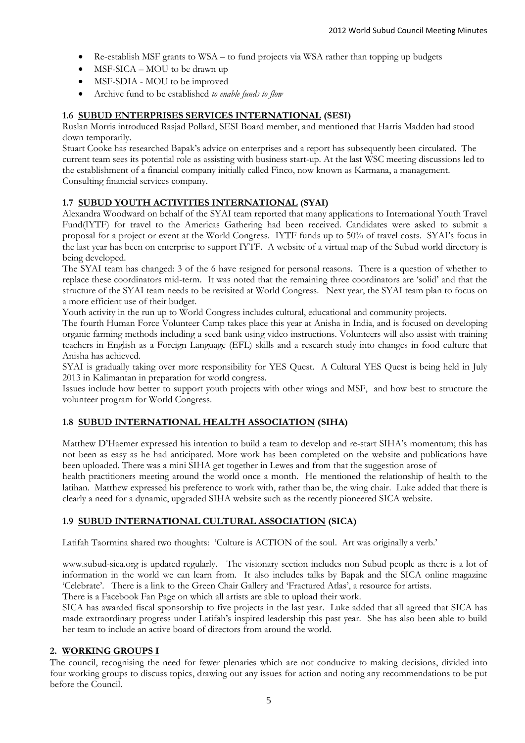- Re-establish MSF grants to WSA – to fund projects via WSA rather than topping up budgets
- MSF-SICA – MOU to be drawn up
- MSF-SDIA - MOU to be improved
- Archive fund to be established *to enable funds to flow*

### 1.6 <u>SUBUD ENTERPRISES SERVICES INTERNATIONAL</u> (SESI)

Ruslan Morris introduced Rasjad Pollard, SESI Board member, and mentioned that Harris Madden had stood down temporarily.

Stuart Cooke has researched Bapak's advice on enterprises and a report has subsequently been circulated. The current team sees its potential role as assisting with business start-up. At the last WSC meeting discussions led to the establishment of a financial company initially called Finco, now known as Karmana, a management. Consulting financial services company.

### 1.7 <u>SUBUD YOUTH ACTIVITIES INTERNATIONAL</u> (SYAI)

Alexandra Woodward on behalf of the SYAI team reported that many applications to International Youth Travel Fund(IYTF) for travel to the Americas Gathering had been received. Candidates were asked to submit a proposal for a project or event at the World Congress. IYTF funds up to 50% of travel costs. SYAI's focus in the last year has been on enterprise to support IYTF. A website of a virtual map of the Subud world directory is being developed.

The SYAI team has changed: 3 of the 6 have resigned for personal reasons. There is a question of whether to replace these coordinators mid-term. It was noted that the remaining three coordinators are 'solid' and that the structure of the SYAI team needs to be revisited at World Congress. Next year, the SYAI team plan to focus on a more efficient use of their budget.

Youth activity in the run up to World Congress includes cultural, educational and community projects.

The fourth Human Force Volunteer Camp takes place this year at Anisha in India, and is focused on developing organic farming methods including a seed bank using video instructions. Volunteers will also assist with training teachers in English as a Foreign Language (EFL) skills and a research study into changes in food culture that Anisha has achieved.

SYAI is gradually taking over more responsibility for YES Quest. A Cultural YES Quest is being held in July 2013 in Kalimantan in preparation for world congress.

Issues include how better to support youth projects with other wings and MSF, and how best to structure the volunteer program for World Congress.

### 1.8 <u>SUBUD INTERNATIONAL HEALTH ASSOCIATION</u> (SIHA)

Matthew D'Haemer expressed his intention to build a team to develop and re-start SIHA's momentum; this has not been as easy as he had anticipated. More work has been completed on the website and publications have been uploaded. There was a mini SIHA get together in Lewes and from that the suggestion arose of health practitioners meeting around the world once a month. He mentioned the relationship of health to the latihan. Matthew expressed his preference to work with, rather than be, the wing chair. Luke added that there is clearly a need for a dynamic, upgraded SIHA website such as the recently pioneered SICA website.

### 1.9 <u>SUBUD INTERNATIONAL CULTURAL ASSOCIATION</u> (SICA)

Latifah Taormina shared two thoughts: 'Culture is ACTION of the soul. Art was originally a verb.'

www.subud-sica.org is updated regularly. The visionary section includes non Subud people as there is a lot of information in the world we can learn from. It also includes talks by Bapak and the SICA online magazine 'Celebrate'. There is a link to the Green Chair Gallery and 'Fractured Atlas', a resource for artists.

There is a Facebook Fan Page on which all artists are able to upload their work.

SICA has awarded fiscal sponsorship to five projects in the last year. Luke added that all agreed that SICA has made extraordinary progress under Latifah's inspired leadership this past year. She has also been able to build her team to include an active board of directors from around the world.

## 2. <u>WORKING GROUPS I</u>

The council, recognising the need for fewer plenaries which are not conducive to making decisions, divided into four working groups to discuss topics, drawing out any issues for action and noting any recommendations to be put before the Council.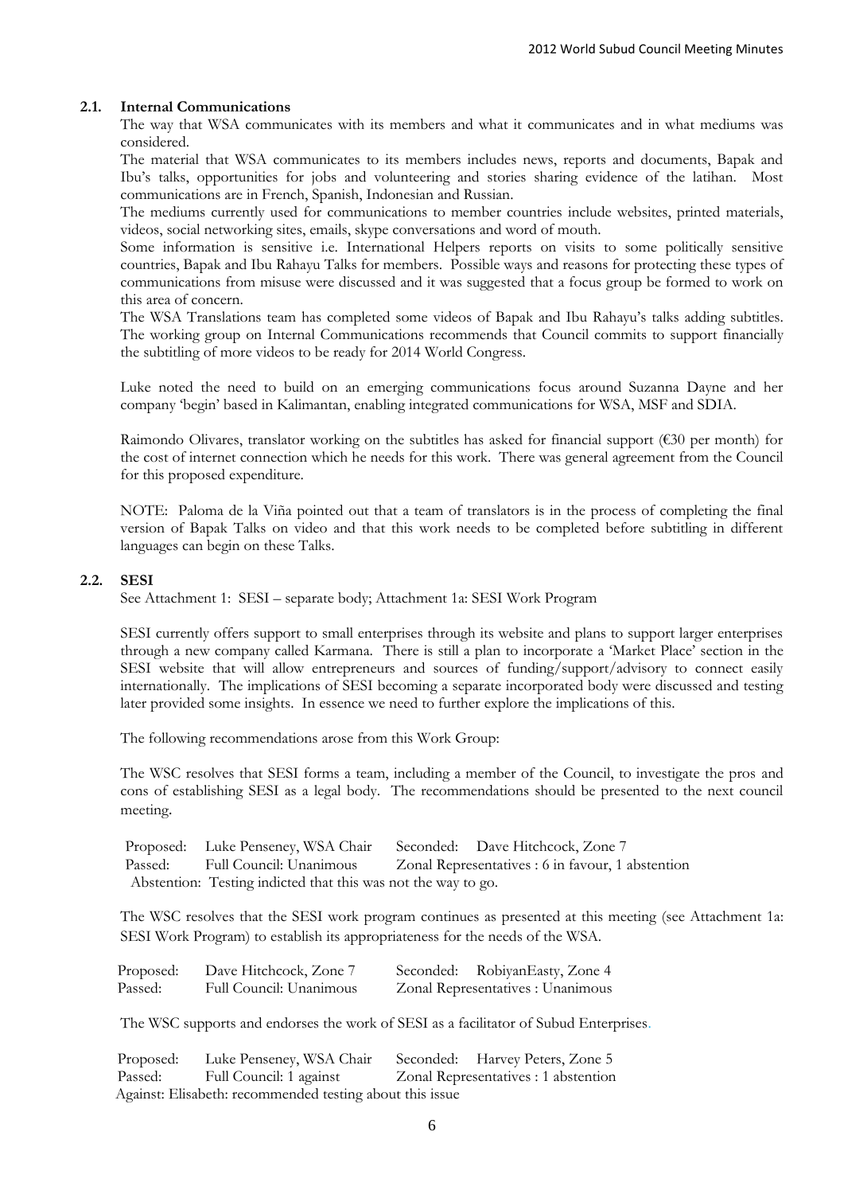### 2.1. Internal Communications

The way that WSA communicates with its members and what it communicates and in what mediums was considered.

The material that WSA communicates to its members includes news, reports and documents, Bapak and Ibu's talks, opportunities for jobs and volunteering and stories sharing evidence of the latihan. Most communications are in French, Spanish, Indonesian and Russian.

The mediums currently used for communications to member countries include websites, printed materials, videos, social networking sites, emails, skype conversations and word of mouth.

Some information is sensitive i.e. International Helpers reports on visits to some politically sensitive countries, Bapak and Ibu Rahayu Talks for members. Possible ways and reasons for protecting these types of communications from misuse were discussed and it was suggested that a focus group be formed to work on this area of concern.

The WSA Translations team has completed some videos of Bapak and Ibu Rahayu's talks adding subtitles. The working group on Internal Communications recommends that Council commits to support financially the subtitling of more videos to be ready for 2014 World Congress.

Luke noted the need to build on an emerging communications focus around Suzanna Dayne and her company 'begin' based in Kalimantan, enabling integrated communications for WSA, MSF and SDIA.

Raimondo Olivares, translator working on the subtitles has asked for financial support (€30 per month) for the cost of internet connection which he needs for this work. There was general agreement from the Council for this proposed expenditure.

NOTE: Paloma de la Viña pointed out that a team of translators is in the process of completing the final version of Bapak Talks on video and that this work needs to be completed before subtitling in different languages can begin on these Talks.

### 2.2. SESI

See Attachment 1: SESI – separate body; Attachment 1a: SESI Work Program

SESI currently offers support to small enterprises through its website and plans to support larger enterprises through a new company called Karmana. There is still a plan to incorporate a 'Market Place' section in the SESI website that will allow entrepreneurs and sources of funding/support/advisory to connect easily internationally. The implications of SESI becoming a separate incorporated body were discussed and testing later provided some insights. In essence we need to further explore the implications of this.

The following recommendations arose from this Work Group:

The WSC resolves that SESI forms a team, including a member of the Council, to investigate the pros and cons of establishing SESI as a legal body. The recommendations should be presented to the next council meeting.

Proposed: Luke Penseney, WSA Chair  Seconded: Dave Hitchcock, Zone 7
Passed: Full Council: Unanimous  Zonal Representatives : 6 in favour, 1 abstention
Abstention: Testing indicted that this was not the way to go.

The WSC resolves that the SESI work program continues as presented at this meeting (see Attachment 1a: SESI Work Program) to establish its appropriateness for the needs of the WSA.

Proposed: Dave Hitchcock, Zone 7  Seconded: RobiyanEasty, Zone 4
Passed: Full Council: Unanimous  Zonal Representatives : Unanimous

The WSC supports and endorses the work of SESI as a facilitator of Subud Enterprises.

Proposed: Luke Penseney, WSA Chair  Seconded: Harvey Peters, Zone 5
Passed: Full Council: 1 against  Zonal Representatives : 1 abstention
Against: Elisabeth: recommended testing about this issue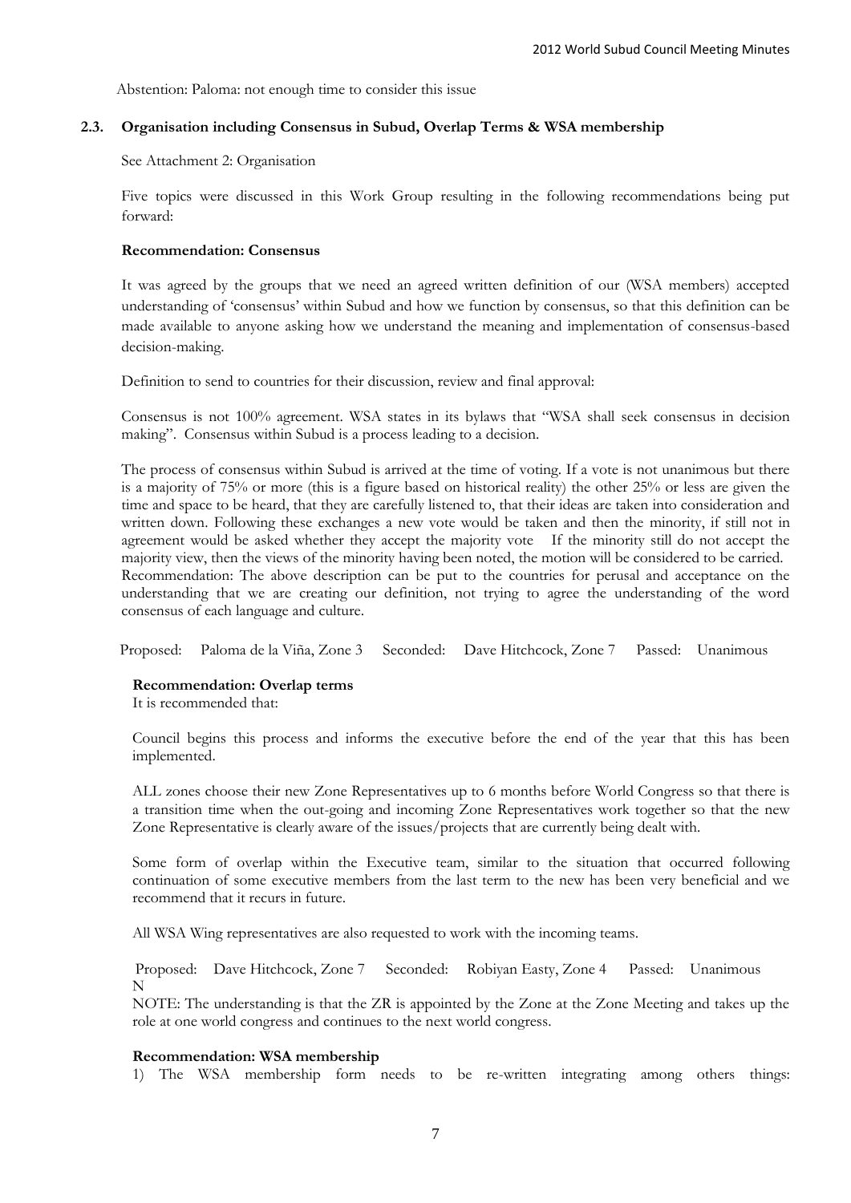Abstention: Paloma: not enough time to consider this issue

### 2.3. Organisation including Consensus in Subud, Overlap Terms & WSA membership

See Attachment 2: Organisation

Five topics were discussed in this Work Group resulting in the following recommendations being put forward:

**Recommendation: Consensus**

It was agreed by the groups that we need an agreed written definition of our (WSA members) accepted understanding of 'consensus' within Subud and how we function by consensus, so that this definition can be made available to anyone asking how we understand the meaning and implementation of consensus-based decision-making.

Definition to send to countries for their discussion, review and final approval:

Consensus is not 100% agreement. WSA states in its bylaws that "WSA shall seek consensus in decision making". Consensus within Subud is a process leading to a decision.

The process of consensus within Subud is arrived at the time of voting. If a vote is not unanimous but there is a majority of 75% or more (this is a figure based on historical reality) the other 25% or less are given the time and space to be heard, that they are carefully listened to, that their ideas are taken into consideration and written down. Following these exchanges a new vote would be taken and then the minority, if still not in agreement would be asked whether they accept the majority vote If the minority still do not accept the majority view, then the views of the minority having been noted, the motion will be considered to be carried.
Recommendation: The above description can be put to the countries for perusal and acceptance on the understanding that we are creating our definition, not trying to agree the understanding of the word consensus of each language and culture.

Proposed: Paloma de la Viña, Zone 3 Seconded: Dave Hitchcock, Zone 7 Passed: Unanimous

**Recommendation: Overlap terms**
It is recommended that:

Council begins this process and informs the executive before the end of the year that this has been implemented.

ALL zones choose their new Zone Representatives up to 6 months before World Congress so that there is a transition time when the out-going and incoming Zone Representatives work together so that the new Zone Representative is clearly aware of the issues/projects that are currently being dealt with.

Some form of overlap within the Executive team, similar to the situation that occurred following continuation of some executive members from the last term to the new has been very beneficial and we recommend that it recurs in future.

All WSA Wing representatives are also requested to work with the incoming teams.

Proposed: Dave Hitchcock, Zone 7 Seconded: Robiyan Easty, Zone 4 Passed: Unanimous
N
NOTE: The understanding is that the ZR is appointed by the Zone at the Zone Meeting and takes up the role at one world congress and continues to the next world congress.

**Recommendation: WSA membership**
1) The WSA membership form needs to be re-written integrating among others things: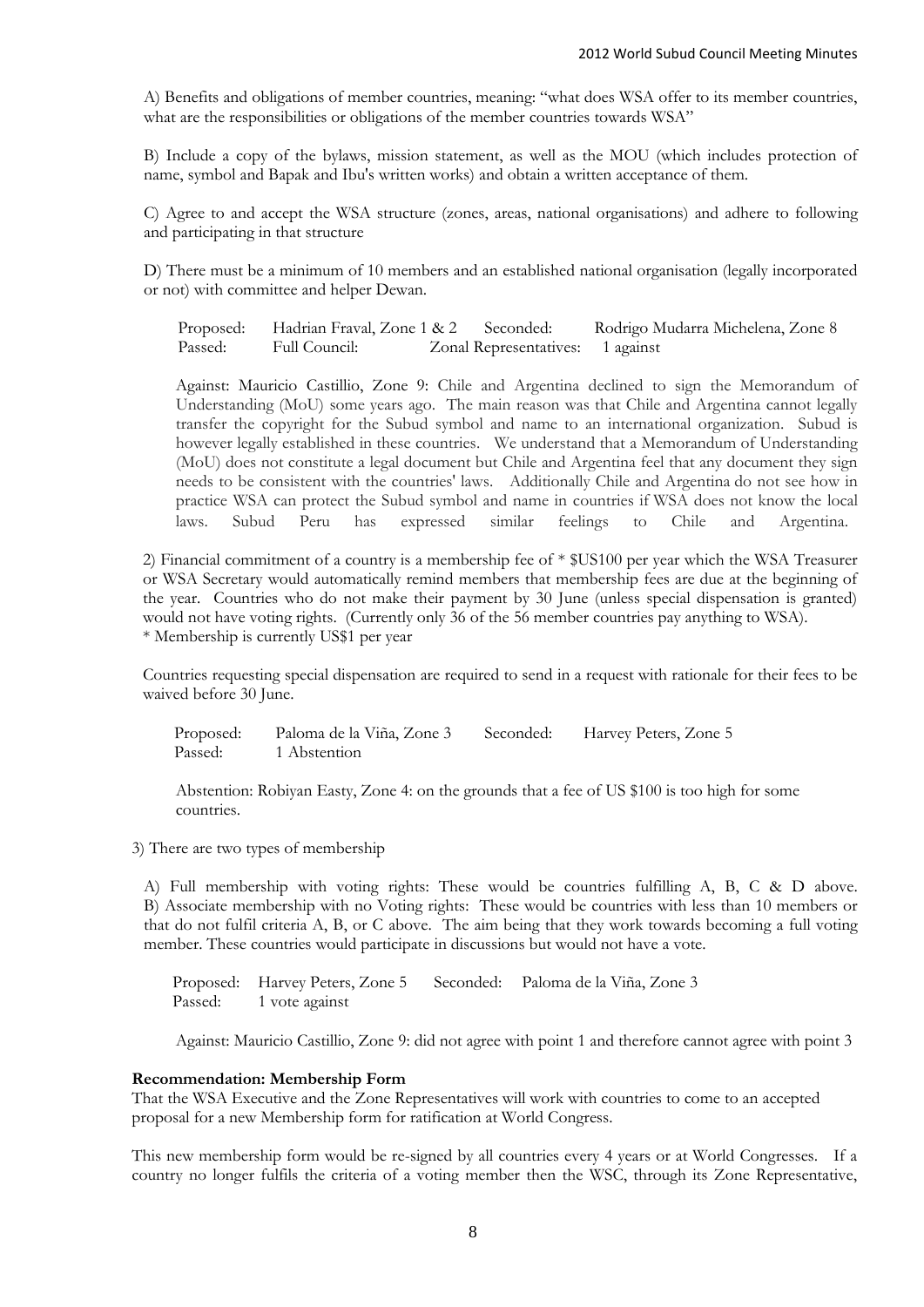A) Benefits and obligations of member countries, meaning: "what does WSA offer to its member countries, what are the responsibilities or obligations of the member countries towards WSA"

B) Include a copy of the bylaws, mission statement, as well as the MOU (which includes protection of name, symbol and Bapak and Ibu's written works) and obtain a written acceptance of them.

C) Agree to and accept the WSA structure (zones, areas, national organisations) and adhere to following and participating in that structure

D) There must be a minimum of 10 members and an established national organisation (legally incorporated or not) with committee and helper Dewan.

| | | | |
|---|---|---|---|
| Proposed: | Hadrian Fraval, Zone 1 & 2 | Seconded: | Rodrigo Mudarra Michelena, Zone 8 |
| Passed: | Full Council: | Zonal Representatives: | 1 against |

Against: Mauricio Castillio, Zone 9: Chile and Argentina declined to sign the Memorandum of Understanding (MoU) some years ago. The main reason was that Chile and Argentina cannot legally transfer the copyright for the Subud symbol and name to an international organization. Subud is however legally established in these countries. We understand that a Memorandum of Understanding (MoU) does not constitute a legal document but Chile and Argentina feel that any document they sign needs to be consistent with the countries' laws. Additionally Chile and Argentina do not see how in practice WSA can protect the Subud symbol and name in countries if WSA does not know the local laws. Subud Peru has expressed similar feelings to Chile and Argentina.

2) Financial commitment of a country is a membership fee of * $US100 per year which the WSA Treasurer or WSA Secretary would automatically remind members that membership fees are due at the beginning of the year. Countries who do not make their payment by 30 June (unless special dispensation is granted) would not have voting rights. (Currently only 36 of the 56 member countries pay anything to WSA).
* Membership is currently US$1 per year

Countries requesting special dispensation are required to send in a request with rationale for their fees to be waived before 30 June.

| | | | |
|---|---|---|---|
| Proposed: | Paloma de la Viña, Zone 3 | Seconded: | Harvey Peters, Zone 5 |
| Passed: | 1 Abstention | | |

Abstention: Robiyan Easty, Zone 4: on the grounds that a fee of US $100 is too high for some countries.

3) There are two types of membership

A) Full membership with voting rights: These would be countries fulfilling A, B, C & D above.
B) Associate membership with no Voting rights: These would be countries with less than 10 members or that do not fulfil criteria A, B, or C above. The aim being that they work towards becoming a full voting member. These countries would participate in discussions but would not have a vote.

| | | | |
|---|---|---|---|
| Proposed: | Harvey Peters, Zone 5 | Seconded: | Paloma de la Viña, Zone 3 |
| Passed: | 1 vote against | | |

Against: Mauricio Castillio, Zone 9: did not agree with point 1 and therefore cannot agree with point 3

**Recommendation: Membership Form**
That the WSA Executive and the Zone Representatives will work with countries to come to an accepted proposal for a new Membership form for ratification at World Congress.

This new membership form would be re-signed by all countries every 4 years or at World Congresses. If a country no longer fulfils the criteria of a voting member then the WSC, through its Zone Representative,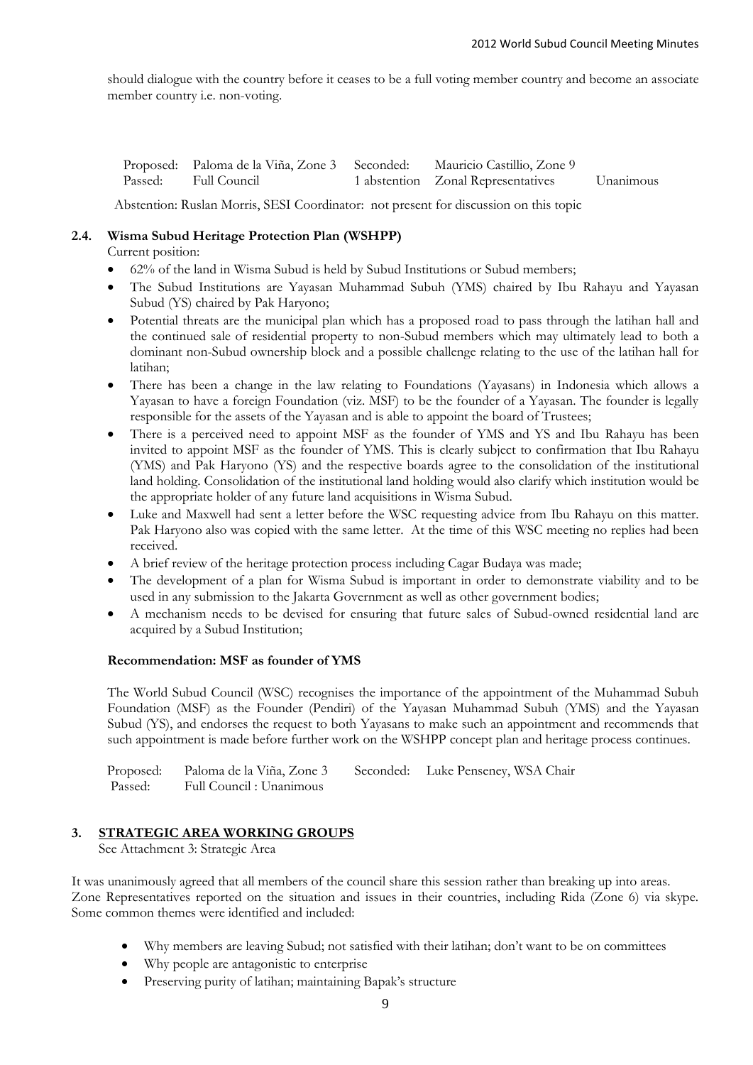should dialogue with the country before it ceases to be a full voting member country and become an associate member country i.e. non-voting.

| | | | | |
|---|---|---|---|---|
| Proposed: | Paloma de la Viña, Zone 3 | Seconded: | Mauricio Castillio, Zone 9 | |
| Passed: | Full Council | 1 abstention | Zonal Representatives | Unanimous |

Abstention: Ruslan Morris, SESI Coordinator: not present for discussion on this topic

## 2.4. Wisma Subud Heritage Protection Plan (WSHPP)

Current position:

- 62% of the land in Wisma Subud is held by Subud Institutions or Subud members;
- The Subud Institutions are Yayasan Muhammad Subuh (YMS) chaired by Ibu Rahayu and Yayasan Subud (YS) chaired by Pak Haryono;
- Potential threats are the municipal plan which has a proposed road to pass through the latihan hall and the continued sale of residential property to non-Subud members which may ultimately lead to both a dominant non-Subud ownership block and a possible challenge relating to the use of the latihan hall for latihan;
- There has been a change in the law relating to Foundations (Yayasans) in Indonesia which allows a Yayasan to have a foreign Foundation (viz. MSF) to be the founder of a Yayasan. The founder is legally responsible for the assets of the Yayasan and is able to appoint the board of Trustees;
- There is a perceived need to appoint MSF as the founder of YMS and YS and Ibu Rahayu has been invited to appoint MSF as the founder of YMS. This is clearly subject to confirmation that Ibu Rahayu (YMS) and Pak Haryono (YS) and the respective boards agree to the consolidation of the institutional land holding. Consolidation of the institutional land holding would also clarify which institution would be the appropriate holder of any future land acquisitions in Wisma Subud.
- Luke and Maxwell had sent a letter before the WSC requesting advice from Ibu Rahayu on this matter. Pak Haryono also was copied with the same letter. At the time of this WSC meeting no replies had been received.
- A brief review of the heritage protection process including Cagar Budaya was made;
- The development of a plan for Wisma Subud is important in order to demonstrate viability and to be used in any submission to the Jakarta Government as well as other government bodies;
- A mechanism needs to be devised for ensuring that future sales of Subud-owned residential land are acquired by a Subud Institution;

**Recommendation: MSF as founder of YMS**

The World Subud Council (WSC) recognises the importance of the appointment of the Muhammad Subuh Foundation (MSF) as the Founder (Pendiri) of the Yayasan Muhammad Subuh (YMS) and the Yayasan Subud (YS), and endorses the request to both Yayasans to make such an appointment and recommends that such appointment is made before further work on the WSHPP concept plan and heritage process continues.

| | | | |
|---|---|---|---|
| Proposed: | Paloma de la Viña, Zone 3 | Seconded: | Luke Penseney, WSA Chair |
| Passed: | Full Council : Unanimous | | |

## 3. STRATEGIC AREA WORKING GROUPS

See Attachment 3: Strategic Area

It was unanimously agreed that all members of the council share this session rather than breaking up into areas. Zone Representatives reported on the situation and issues in their countries, including Rida (Zone 6) via skype. Some common themes were identified and included:

- Why members are leaving Subud; not satisfied with their latihan; don't want to be on committees
- Why people are antagonistic to enterprise
- Preserving purity of latihan; maintaining Bapak's structure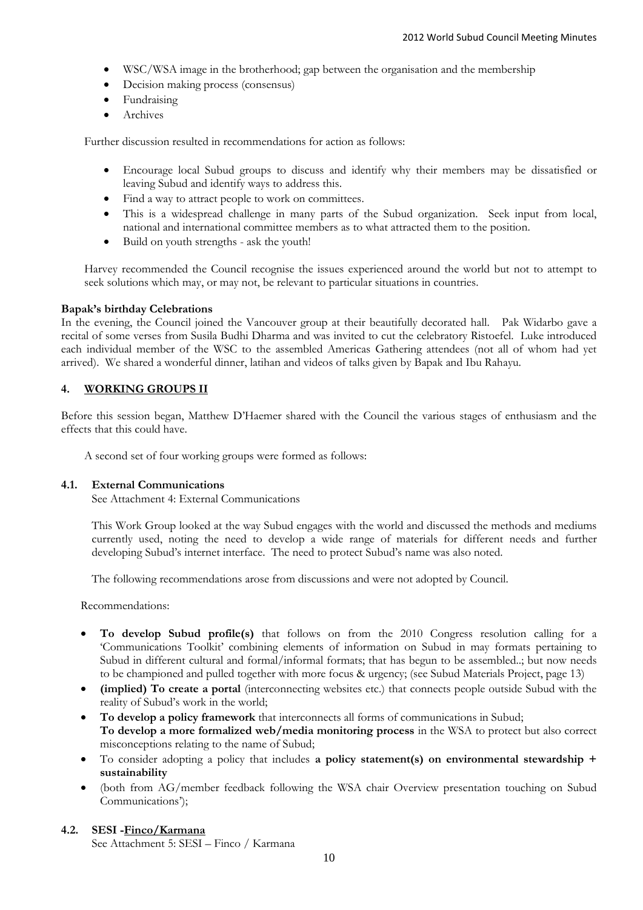- WSC/WSA image in the brotherhood; gap between the organisation and the membership
- Decision making process (consensus)
- Fundraising
- Archives

Further discussion resulted in recommendations for action as follows:

- Encourage local Subud groups to discuss and identify why their members may be dissatisfied or leaving Subud and identify ways to address this.
- Find a way to attract people to work on committees.
- This is a widespread challenge in many parts of the Subud organization. Seek input from local, national and international committee members as to what attracted them to the position.
- Build on youth strengths - ask the youth!

Harvey recommended the Council recognise the issues experienced around the world but not to attempt to seek solutions which may, or may not, be relevant to particular situations in countries.

**Bapak's birthday Celebrations**

In the evening, the Council joined the Vancouver group at their beautifully decorated hall. Pak Widarbo gave a recital of some verses from Susila Budhi Dharma and was invited to cut the celebratory Ristoefel. Luke introduced each individual member of the WSC to the assembled Americas Gathering attendees (not all of whom had yet arrived). We shared a wonderful dinner, latihan and videos of talks given by Bapak and Ibu Rahayu.

## 4. WORKING GROUPS II

Before this session began, Matthew D'Haemer shared with the Council the various stages of enthusiasm and the effects that this could have.

A second set of four working groups were formed as follows:

### 4.1. External Communications

See Attachment 4: External Communications

This Work Group looked at the way Subud engages with the world and discussed the methods and mediums currently used, noting the need to develop a wide range of materials for different needs and further developing Subud's internet interface. The need to protect Subud's name was also noted.

The following recommendations arose from discussions and were not adopted by Council.

Recommendations:

- **To develop Subud profile(s)** that follows on from the 2010 Congress resolution calling for a 'Communications Toolkit' combining elements of information on Subud in may formats pertaining to Subud in different cultural and formal/informal formats; that has begun to be assembled..; but now needs to be championed and pulled together with more focus & urgency; (see Subud Materials Project, page 13)
- **(implied) To create a portal** (interconnecting websites etc.) that connects people outside Subud with the reality of Subud's work in the world;
- **To develop a policy framework** that interconnects all forms of communications in Subud;
  **To develop a more formalized web/media monitoring process** in the WSA to protect but also correct misconceptions relating to the name of Subud;
- To consider adopting a policy that includes **a policy statement(s) on environmental stewardship + sustainability**
- (both from AG/member feedback following the WSA chair Overview presentation touching on Subud Communications');

### 4.2. SESI -Finco/Karmana

See Attachment 5: SESI – Finco / Karmana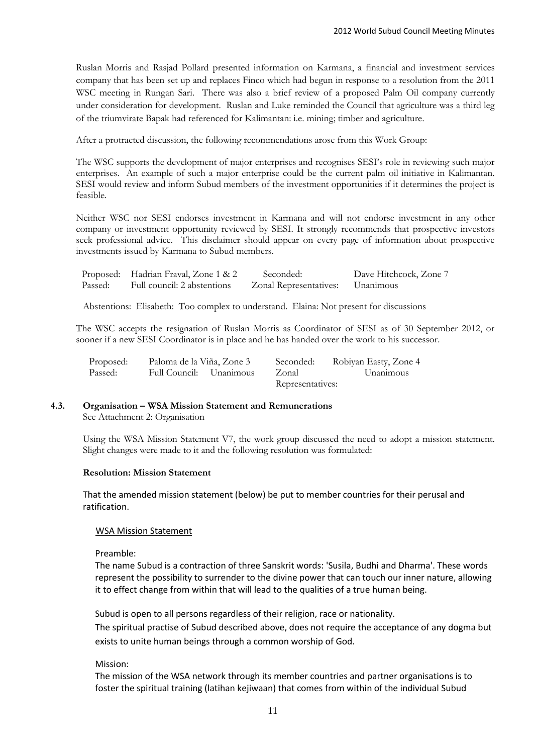Ruslan Morris and Rasjad Pollard presented information on Karmana, a financial and investment services company that has been set up and replaces Finco which had begun in response to a resolution from the 2011 WSC meeting in Rungan Sari. There was also a brief review of a proposed Palm Oil company currently under consideration for development. Ruslan and Luke reminded the Council that agriculture was a third leg of the triumvirate Bapak had referenced for Kalimantan: i.e. mining; timber and agriculture.

After a protracted discussion, the following recommendations arose from this Work Group:

The WSC supports the development of major enterprises and recognises SESI's role in reviewing such major enterprises. An example of such a major enterprise could be the current palm oil initiative in Kalimantan. SESI would review and inform Subud members of the investment opportunities if it determines the project is feasible.

Neither WSC nor SESI endorses investment in Karmana and will not endorse investment in any other company or investment opportunity reviewed by SESI. It strongly recommends that prospective investors seek professional advice. This disclaimer should appear on every page of information about prospective investments issued by Karmana to Subud members.

| | | | |
|---|---|---|---|
| Proposed: | Hadrian Fraval, Zone 1 & 2 | Seconded: | Dave Hitchcock, Zone 7 |
| Passed: | Full council: 2 abstentions | Zonal Representatives: | Unanimous |

Abstentions: Elisabeth: Too complex to understand. Elaina: Not present for discussions

The WSC accepts the resignation of Ruslan Morris as Coordinator of SESI as of 30 September 2012, or sooner if a new SESI Coordinator is in place and he has handed over the work to his successor.

| | | | |
|---|---|---|---|
| Proposed: | Paloma de la Viña, Zone 3 | Seconded: | Robiyan Easty, Zone 4 |
| Passed: | Full Council: Unanimous | Zonal Representatives: | Unanimous |

### 4.3. Organisation – WSA Mission Statement and Remunerations

See Attachment 2: Organisation

Using the WSA Mission Statement V7, the work group discussed the need to adopt a mission statement. Slight changes were made to it and the following resolution was formulated:

**Resolution: Mission Statement**

That the amended mission statement (below) be put to member countries for their perusal and ratification.

WSA Mission Statement

Preamble:
The name Subud is a contraction of three Sanskrit words: 'Susila, Budhi and Dharma'. These words represent the possibility to surrender to the divine power that can touch our inner nature, allowing it to effect change from within that will lead to the qualities of a true human being.

Subud is open to all persons regardless of their religion, race or nationality.
The spiritual practise of Subud described above, does not require the acceptance of any dogma but exists to unite human beings through a common worship of God.

Mission:
The mission of the WSA network through its member countries and partner organisations is to foster the spiritual training (latihan kejiwaan) that comes from within of the individual Subud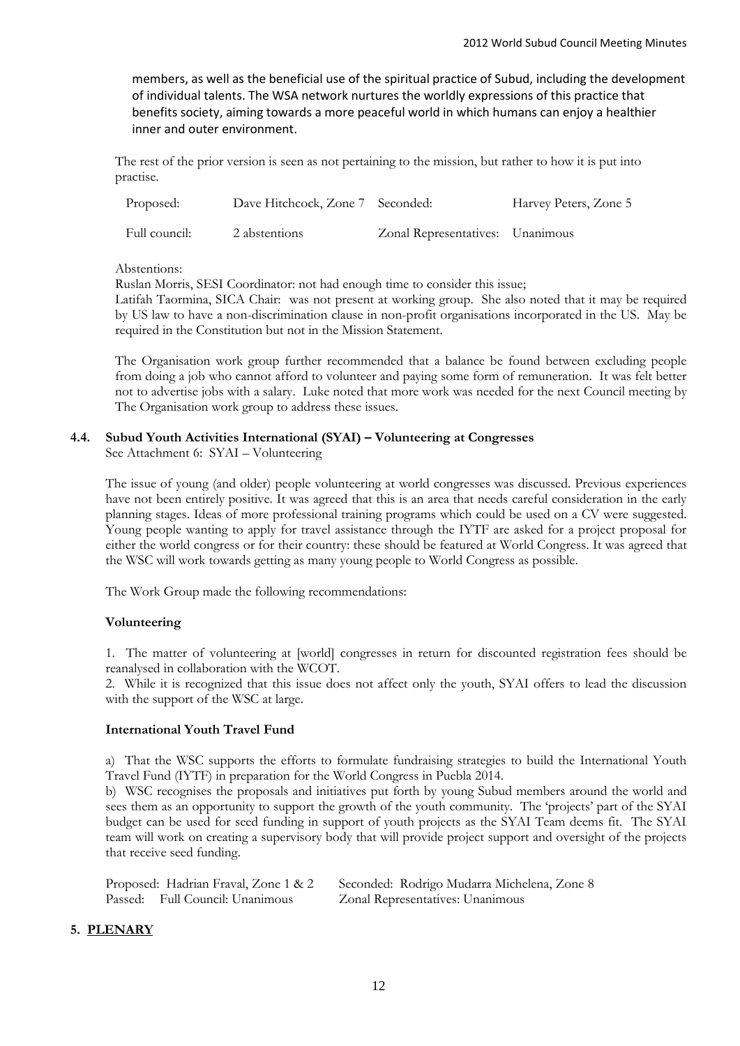members, as well as the beneficial use of the spiritual practice of Subud, including the development of individual talents. The WSA network nurtures the worldly expressions of this practice that benefits society, aiming towards a more peaceful world in which humans can enjoy a healthier inner and outer environment.

The rest of the prior version is seen as not pertaining to the mission, but rather to how it is put into practise.

| Proposed: | Dave Hitchcock, Zone 7 | Seconded: | Harvey Peters, Zone 5 |
|---|---|---|---|
| Full council: | 2 abstentions | Zonal Representatives: | Unanimous |

Abstentions:

Ruslan Morris, SESI Coordinator: not had enough time to consider this issue;

Latifah Taormina, SICA Chair: was not present at working group. She also noted that it may be required by US law to have a non-discrimination clause in non-profit organisations incorporated in the US. May be required in the Constitution but not in the Mission Statement.

The Organisation work group further recommended that a balance be found between excluding people from doing a job who cannot afford to volunteer and paying some form of remuneration. It was felt better not to advertise jobs with a salary. Luke noted that more work was needed for the next Council meeting by The Organisation work group to address these issues.

### 4.4. Subud Youth Activities International (SYAI) – Volunteering at Congresses

See Attachment 6: SYAI – Volunteering

The issue of young (and older) people volunteering at world congresses was discussed. Previous experiences have not been entirely positive. It was agreed that this is an area that needs careful consideration in the early planning stages. Ideas of more professional training programs which could be used on a CV were suggested. Young people wanting to apply for travel assistance through the IYTF are asked for a project proposal for either the world congress or for their country: these should be featured at World Congress. It was agreed that the WSC will work towards getting as many young people to World Congress as possible.

The Work Group made the following recommendations:

**Volunteering**

1. The matter of volunteering at [world] congresses in return for discounted registration fees should be reanalysed in collaboration with the WCOT.
2. While it is recognized that this issue does not affect only the youth, SYAI offers to lead the discussion with the support of the WSC at large.

**International Youth Travel Fund**

a) That the WSC supports the efforts to formulate fundraising strategies to build the International Youth Travel Fund (IYTF) in preparation for the World Congress in Puebla 2014.

b) WSC recognises the proposals and initiatives put forth by young Subud members around the world and sees them as an opportunity to support the growth of the youth community. The 'projects' part of the SYAI budget can be used for seed funding in support of youth projects as the SYAI Team deems fit. The SYAI team will work on creating a supervisory body that will provide project support and oversight of the projects that receive seed funding.

| Proposed: Hadrian Fraval, Zone 1 & 2 | Seconded: Rodrigo Mudarra Michelena, Zone 8 |
|---|---|
| Passed: Full Council: Unanimous | Zonal Representatives: Unanimous |

## 5. PLENARY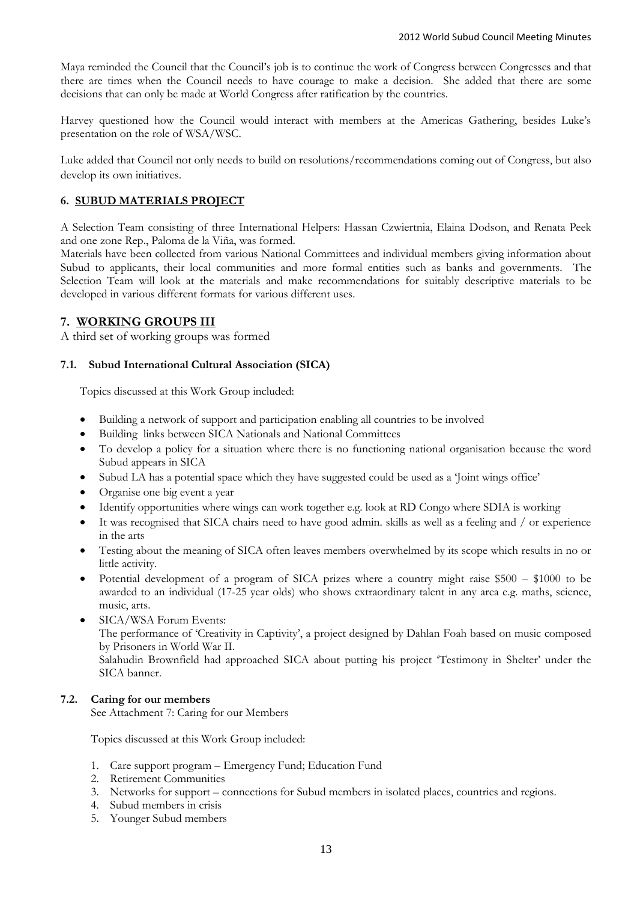Maya reminded the Council that the Council's job is to continue the work of Congress between Congresses and that there are times when the Council needs to have courage to make a decision. She added that there are some decisions that can only be made at World Congress after ratification by the countries.

Harvey questioned how the Council would interact with members at the Americas Gathering, besides Luke's presentation on the role of WSA/WSC.

Luke added that Council not only needs to build on resolutions/recommendations coming out of Congress, but also develop its own initiatives.

## 6. SUBUD MATERIALS PROJECT

A Selection Team consisting of three International Helpers: Hassan Czwiertnia, Elaina Dodson, and Renata Peek and one zone Rep., Paloma de la Viña, was formed.

Materials have been collected from various National Committees and individual members giving information about Subud to applicants, their local communities and more formal entities such as banks and governments. The Selection Team will look at the materials and make recommendations for suitably descriptive materials to be developed in various different formats for various different uses.

## 7. WORKING GROUPS III

A third set of working groups was formed

### 7.1. Subud International Cultural Association (SICA)

Topics discussed at this Work Group included:

- Building a network of support and participation enabling all countries to be involved
- Building links between SICA Nationals and National Committees
- To develop a policy for a situation where there is no functioning national organisation because the word Subud appears in SICA
- Subud LA has a potential space which they have suggested could be used as a 'Joint wings office'
- Organise one big event a year
- Identify opportunities where wings can work together e.g. look at RD Congo where SDIA is working
- It was recognised that SICA chairs need to have good admin. skills as well as a feeling and / or experience in the arts
- Testing about the meaning of SICA often leaves members overwhelmed by its scope which results in no or little activity.
- Potential development of a program of SICA prizes where a country might raise $500 – $1000 to be awarded to an individual (17-25 year olds) who shows extraordinary talent in any area e.g. maths, science, music, arts.
- SICA/WSA Forum Events:
  The performance of 'Creativity in Captivity', a project designed by Dahlan Foah based on music composed by Prisoners in World War II.
  Salahudin Brownfield had approached SICA about putting his project 'Testimony in Shelter' under the SICA banner.

### 7.2. Caring for our members

See Attachment 7: Caring for our Members

Topics discussed at this Work Group included:

1. Care support program – Emergency Fund; Education Fund
2. Retirement Communities
3. Networks for support – connections for Subud members in isolated places, countries and regions.
4. Subud members in crisis
5. Younger Subud members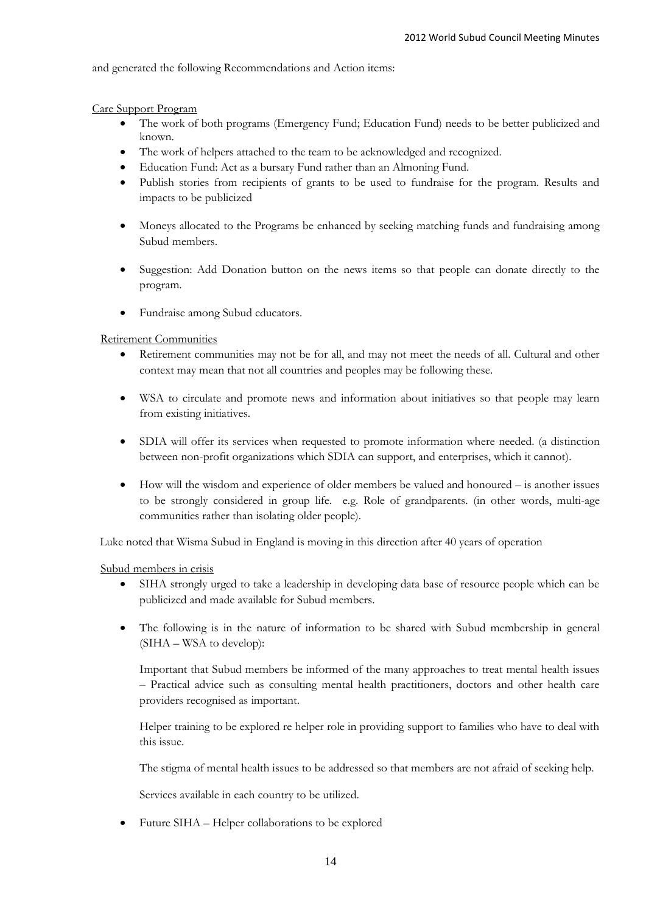and generated the following Recommendations and Action items:

Care Support Program

- The work of both programs (Emergency Fund; Education Fund) needs to be better publicized and known.
- The work of helpers attached to the team to be acknowledged and recognized.
- Education Fund: Act as a bursary Fund rather than an Almoning Fund.
- Publish stories from recipients of grants to be used to fundraise for the program. Results and impacts to be publicized
- Moneys allocated to the Programs be enhanced by seeking matching funds and fundraising among Subud members.
- Suggestion: Add Donation button on the news items so that people can donate directly to the program.
- Fundraise among Subud educators.

Retirement Communities

- Retirement communities may not be for all, and may not meet the needs of all. Cultural and other context may mean that not all countries and peoples may be following these.
- WSA to circulate and promote news and information about initiatives so that people may learn from existing initiatives.
- SDIA will offer its services when requested to promote information where needed. (a distinction between non-profit organizations which SDIA can support, and enterprises, which it cannot).
- How will the wisdom and experience of older members be valued and honoured – is another issues to be strongly considered in group life. e.g. Role of grandparents. (in other words, multi-age communities rather than isolating older people).

Luke noted that Wisma Subud in England is moving in this direction after 40 years of operation

Subud members in crisis

- SIHA strongly urged to take a leadership in developing data base of resource people which can be publicized and made available for Subud members.
- The following is in the nature of information to be shared with Subud membership in general (SIHA – WSA to develop):

  Important that Subud members be informed of the many approaches to treat mental health issues – Practical advice such as consulting mental health practitioners, doctors and other health care providers recognised as important.

  Helper training to be explored re helper role in providing support to families who have to deal with this issue.

  The stigma of mental health issues to be addressed so that members are not afraid of seeking help.

  Services available in each country to be utilized.

- Future SIHA – Helper collaborations to be explored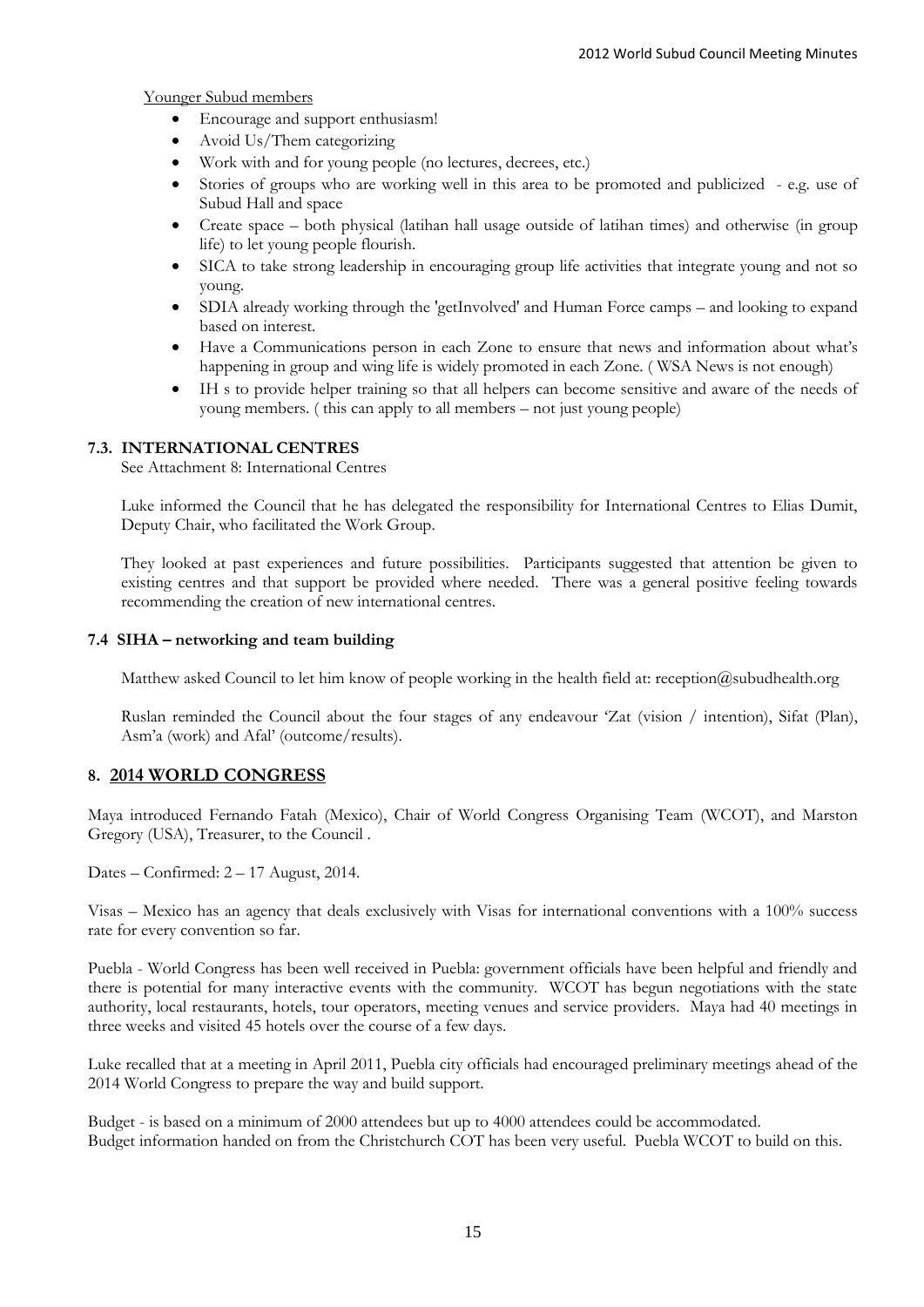Younger Subud members

- Encourage and support enthusiasm!
- Avoid Us/Them categorizing
- Work with and for young people (no lectures, decrees, etc.)
- Stories of groups who are working well in this area to be promoted and publicized - e.g. use of Subud Hall and space
- Create space – both physical (latihan hall usage outside of latihan times) and otherwise (in group life) to let young people flourish.
- SICA to take strong leadership in encouraging group life activities that integrate young and not so young.
- SDIA already working through the 'getInvolved' and Human Force camps – and looking to expand based on interest.
- Have a Communications person in each Zone to ensure that news and information about what's happening in group and wing life is widely promoted in each Zone. ( WSA News is not enough)
- IH s to provide helper training so that all helpers can become sensitive and aware of the needs of young members. ( this can apply to all members – not just young people)

### 7.3. INTERNATIONAL CENTRES

See Attachment 8: International Centres

Luke informed the Council that he has delegated the responsibility for International Centres to Elias Dumit, Deputy Chair, who facilitated the Work Group.

They looked at past experiences and future possibilities. Participants suggested that attention be given to existing centres and that support be provided where needed. There was a general positive feeling towards recommending the creation of new international centres.

### 7.4 SIHA – networking and team building

Matthew asked Council to let him know of people working in the health field at: reception@subudhealth.org

Ruslan reminded the Council about the four stages of any endeavour 'Zat (vision / intention), Sifat (Plan), Asm'a (work) and Afal' (outcome/results).

## 8. 2014 WORLD CONGRESS

Maya introduced Fernando Fatah (Mexico), Chair of World Congress Organising Team (WCOT), and Marston Gregory (USA), Treasurer, to the Council .

Dates – Confirmed: 2 – 17 August, 2014.

Visas – Mexico has an agency that deals exclusively with Visas for international conventions with a 100% success rate for every convention so far.

Puebla - World Congress has been well received in Puebla: government officials have been helpful and friendly and there is potential for many interactive events with the community. WCOT has begun negotiations with the state authority, local restaurants, hotels, tour operators, meeting venues and service providers. Maya had 40 meetings in three weeks and visited 45 hotels over the course of a few days.

Luke recalled that at a meeting in April 2011, Puebla city officials had encouraged preliminary meetings ahead of the 2014 World Congress to prepare the way and build support.

Budget - is based on a minimum of 2000 attendees but up to 4000 attendees could be accommodated.
Budget information handed on from the Christchurch COT has been very useful. Puebla WCOT to build on this.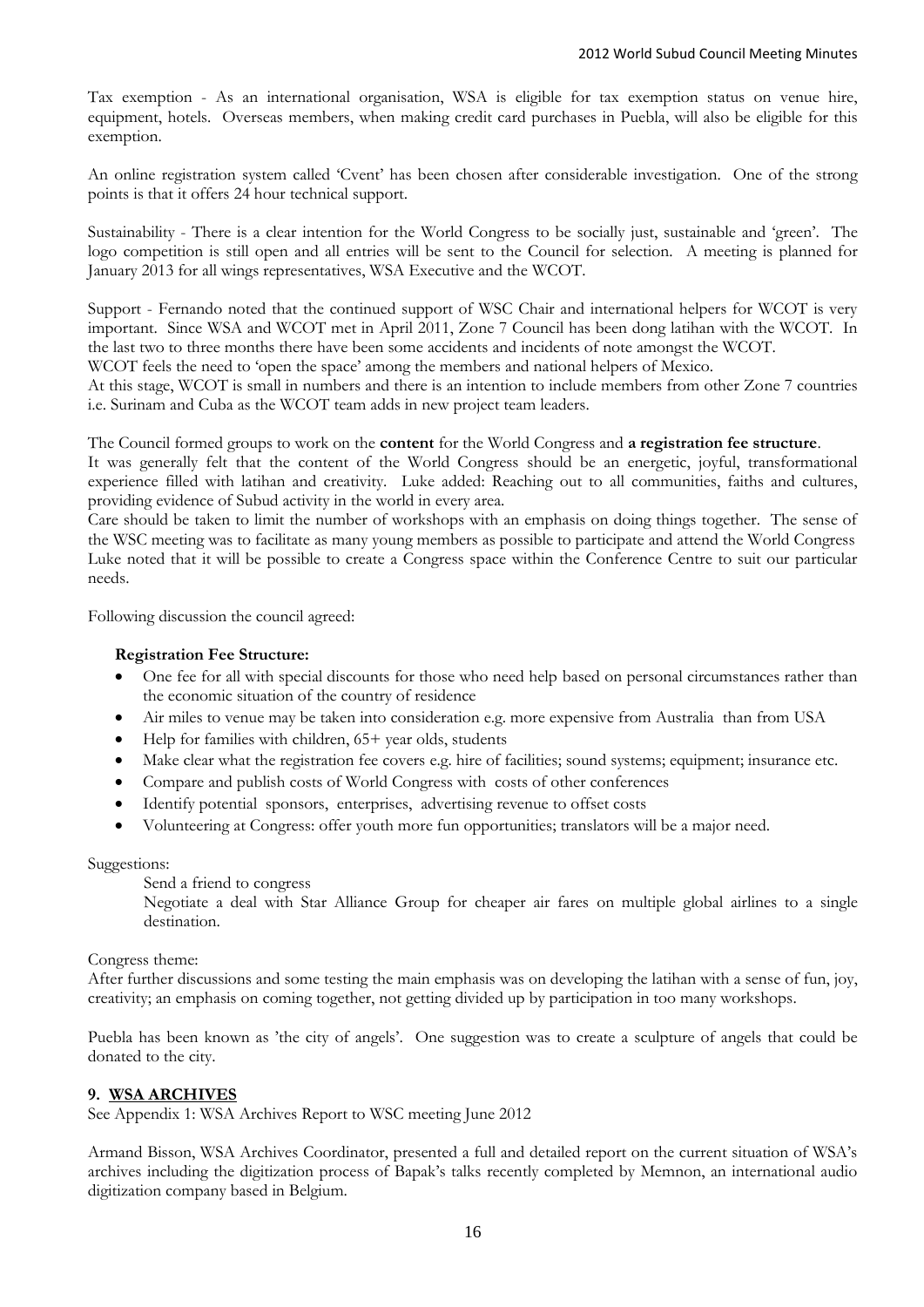Tax exemption - As an international organisation, WSA is eligible for tax exemption status on venue hire, equipment, hotels. Overseas members, when making credit card purchases in Puebla, will also be eligible for this exemption.

An online registration system called 'Cvent' has been chosen after considerable investigation. One of the strong points is that it offers 24 hour technical support.

Sustainability - There is a clear intention for the World Congress to be socially just, sustainable and 'green'. The logo competition is still open and all entries will be sent to the Council for selection. A meeting is planned for January 2013 for all wings representatives, WSA Executive and the WCOT.

Support - Fernando noted that the continued support of WSC Chair and international helpers for WCOT is very important. Since WSA and WCOT met in April 2011, Zone 7 Council has been dong latihan with the WCOT. In the last two to three months there have been some accidents and incidents of note amongst the WCOT.
WCOT feels the need to 'open the space' among the members and national helpers of Mexico.
At this stage, WCOT is small in numbers and there is an intention to include members from other Zone 7 countries i.e. Surinam and Cuba as the WCOT team adds in new project team leaders.

The Council formed groups to work on the **content** for the World Congress and **a registration fee structure**.
It was generally felt that the content of the World Congress should be an energetic, joyful, transformational experience filled with latihan and creativity. Luke added: Reaching out to all communities, faiths and cultures, providing evidence of Subud activity in the world in every area.
Care should be taken to limit the number of workshops with an emphasis on doing things together. The sense of the WSC meeting was to facilitate as many young members as possible to participate and attend the World Congress Luke noted that it will be possible to create a Congress space within the Conference Centre to suit our particular needs.

Following discussion the council agreed:

**Registration Fee Structure:**

- One fee for all with special discounts for those who need help based on personal circumstances rather than the economic situation of the country of residence
- Air miles to venue may be taken into consideration e.g. more expensive from Australia than from USA
- Help for families with children, 65+ year olds, students
- Make clear what the registration fee covers e.g. hire of facilities; sound systems; equipment; insurance etc.
- Compare and publish costs of World Congress with costs of other conferences
- Identify potential sponsors, enterprises, advertising revenue to offset costs
- Volunteering at Congress: offer youth more fun opportunities; translators will be a major need.

Suggestions:

Send a friend to congress

Negotiate a deal with Star Alliance Group for cheaper air fares on multiple global airlines to a single destination.

Congress theme:
After further discussions and some testing the main emphasis was on developing the latihan with a sense of fun, joy, creativity; an emphasis on coming together, not getting divided up by participation in too many workshops.

Puebla has been known as 'the city of angels'. One suggestion was to create a sculpture of angels that could be donated to the city.

## 9. WSA ARCHIVES

See Appendix 1: WSA Archives Report to WSC meeting June 2012

Armand Bisson, WSA Archives Coordinator, presented a full and detailed report on the current situation of WSA's archives including the digitization process of Bapak's talks recently completed by Memnon, an international audio digitization company based in Belgium.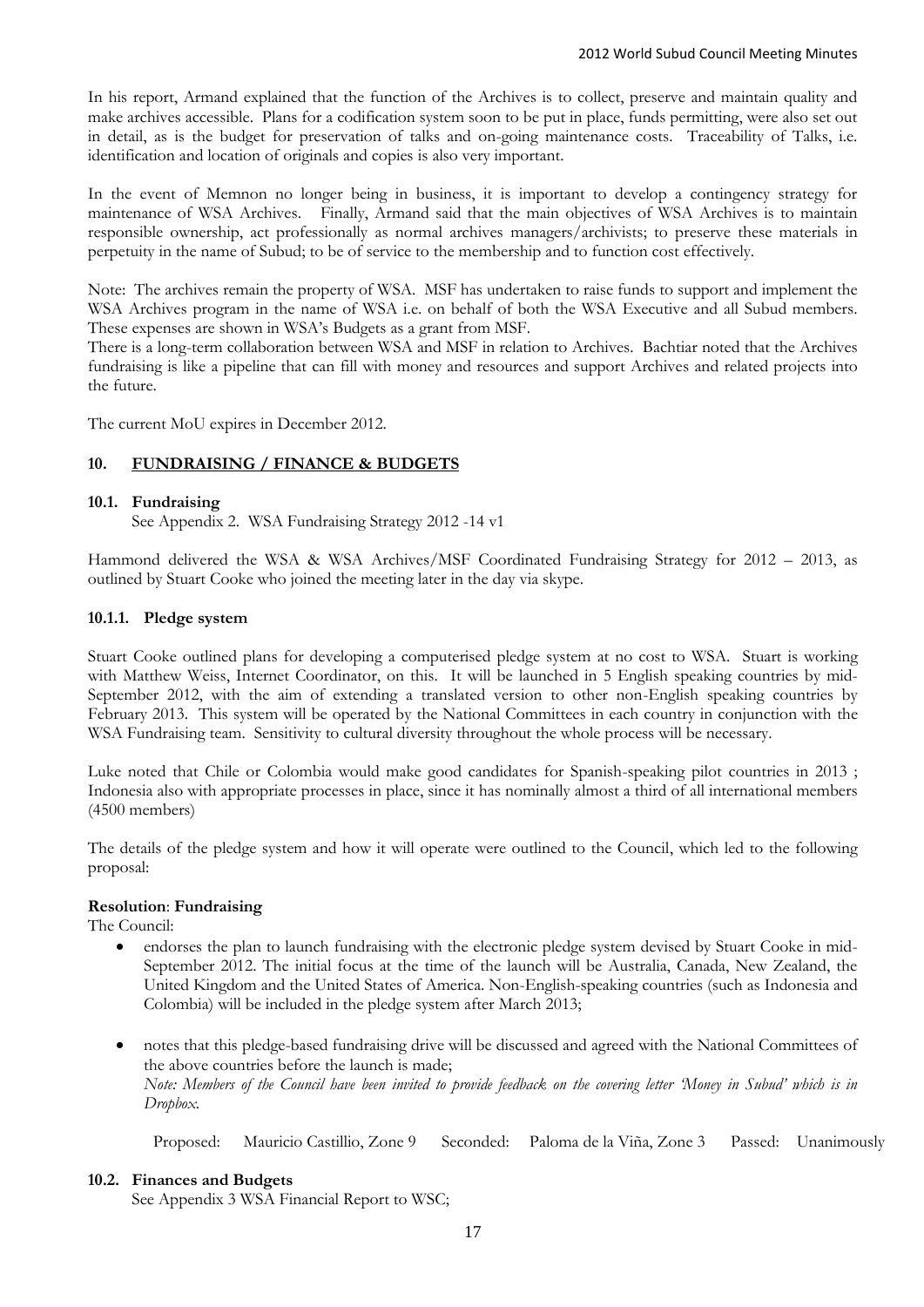In his report, Armand explained that the function of the Archives is to collect, preserve and maintain quality and make archives accessible. Plans for a codification system soon to be put in place, funds permitting, were also set out in detail, as is the budget for preservation of talks and on-going maintenance costs. Traceability of Talks, i.e. identification and location of originals and copies is also very important.

In the event of Memnon no longer being in business, it is important to develop a contingency strategy for maintenance of WSA Archives. Finally, Armand said that the main objectives of WSA Archives is to maintain responsible ownership, act professionally as normal archives managers/archivists; to preserve these materials in perpetuity in the name of Subud; to be of service to the membership and to function cost effectively.

Note: The archives remain the property of WSA. MSF has undertaken to raise funds to support and implement the WSA Archives program in the name of WSA i.e. on behalf of both the WSA Executive and all Subud members. These expenses are shown in WSA's Budgets as a grant from MSF.
There is a long-term collaboration between WSA and MSF in relation to Archives. Bachtiar noted that the Archives fundraising is like a pipeline that can fill with money and resources and support Archives and related projects into the future.

The current MoU expires in December 2012.

## 10. FUNDRAISING / FINANCE & BUDGETS

### 10.1. Fundraising

See Appendix 2. WSA Fundraising Strategy 2012 -14 v1

Hammond delivered the WSA & WSA Archives/MSF Coordinated Fundraising Strategy for 2012 – 2013, as outlined by Stuart Cooke who joined the meeting later in the day via skype.

#### 10.1.1. Pledge system

Stuart Cooke outlined plans for developing a computerised pledge system at no cost to WSA. Stuart is working with Matthew Weiss, Internet Coordinator, on this. It will be launched in 5 English speaking countries by mid-September 2012, with the aim of extending a translated version to other non-English speaking countries by February 2013. This system will be operated by the National Committees in each country in conjunction with the WSA Fundraising team. Sensitivity to cultural diversity throughout the whole process will be necessary.

Luke noted that Chile or Colombia would make good candidates for Spanish-speaking pilot countries in 2013 ; Indonesia also with appropriate processes in place, since it has nominally almost a third of all international members (4500 members)

The details of the pledge system and how it will operate were outlined to the Council, which led to the following proposal:

**Resolution**: **Fundraising**

The Council:

- endorses the plan to launch fundraising with the electronic pledge system devised by Stuart Cooke in mid-September 2012. The initial focus at the time of the launch will be Australia, Canada, New Zealand, the United Kingdom and the United States of America. Non-English-speaking countries (such as Indonesia and Colombia) will be included in the pledge system after March 2013;

- notes that this pledge-based fundraising drive will be discussed and agreed with the National Committees of the above countries before the launch is made;
*Note: Members of the Council have been invited to provide feedback on the covering letter 'Money in Subud' which is in Dropbox.*

Proposed: Mauricio Castillio, Zone 9 Seconded: Paloma de la Viña, Zone 3 Passed: Unanimously

### 10.2. Finances and Budgets

See Appendix 3 WSA Financial Report to WSC;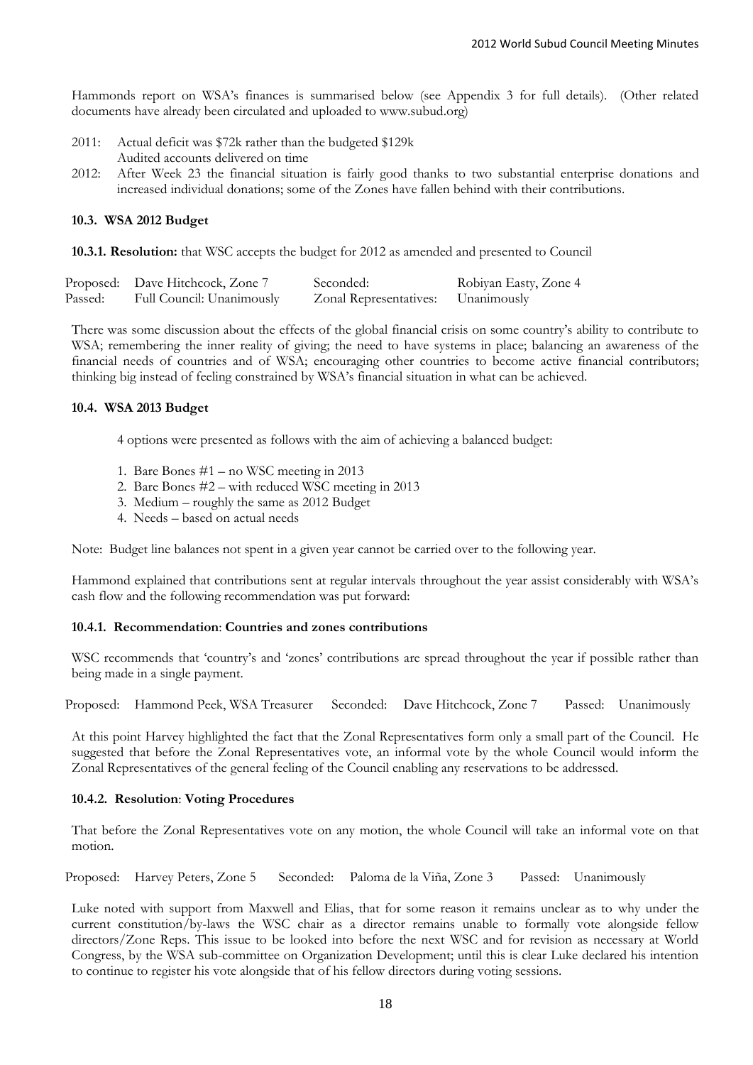Hammonds report on WSA's finances is summarised below (see Appendix 3 for full details). (Other related documents have already been circulated and uploaded to www.subud.org)

2011: Actual deficit was $72k rather than the budgeted $129k
Audited accounts delivered on time

2012: After Week 23 the financial situation is fairly good thanks to two substantial enterprise donations and increased individual donations; some of the Zones have fallen behind with their contributions.

### 10.3. WSA 2012 Budget

**10.3.1. Resolution:** that WSC accepts the budget for 2012 as amended and presented to Council

| | | | |
|---|---|---|---|
| Proposed: | Dave Hitchcock, Zone 7 | Seconded: | Robiyan Easty, Zone 4 |
| Passed: | Full Council: Unanimously | Zonal Representatives: | Unanimously |

There was some discussion about the effects of the global financial crisis on some country's ability to contribute to WSA; remembering the inner reality of giving; the need to have systems in place; balancing an awareness of the financial needs of countries and of WSA; encouraging other countries to become active financial contributors; thinking big instead of feeling constrained by WSA's financial situation in what can be achieved.

### 10.4. WSA 2013 Budget

4 options were presented as follows with the aim of achieving a balanced budget:

1. Bare Bones #1 – no WSC meeting in 2013
2. Bare Bones #2 – with reduced WSC meeting in 2013
3. Medium – roughly the same as 2012 Budget
4. Needs – based on actual needs

Note: Budget line balances not spent in a given year cannot be carried over to the following year.

Hammond explained that contributions sent at regular intervals throughout the year assist considerably with WSA's cash flow and the following recommendation was put forward:

#### 10.4.1. Recommendation: Countries and zones contributions

WSC recommends that 'country's and 'zones' contributions are spread throughout the year if possible rather than being made in a single payment.

Proposed: Hammond Peek, WSA Treasurer Seconded: Dave Hitchcock, Zone 7 Passed: Unanimously

At this point Harvey highlighted the fact that the Zonal Representatives form only a small part of the Council. He suggested that before the Zonal Representatives vote, an informal vote by the whole Council would inform the Zonal Representatives of the general feeling of the Council enabling any reservations to be addressed.

#### 10.4.2. Resolution: Voting Procedures

That before the Zonal Representatives vote on any motion, the whole Council will take an informal vote on that motion.

Proposed: Harvey Peters, Zone 5 Seconded: Paloma de la Viña, Zone 3 Passed: Unanimously

Luke noted with support from Maxwell and Elias, that for some reason it remains unclear as to why under the current constitution/by-laws the WSC chair as a director remains unable to formally vote alongside fellow directors/Zone Reps. This issue to be looked into before the next WSC and for revision as necessary at World Congress, by the WSA sub-committee on Organization Development; until this is clear Luke declared his intention to continue to register his vote alongside that of his fellow directors during voting sessions.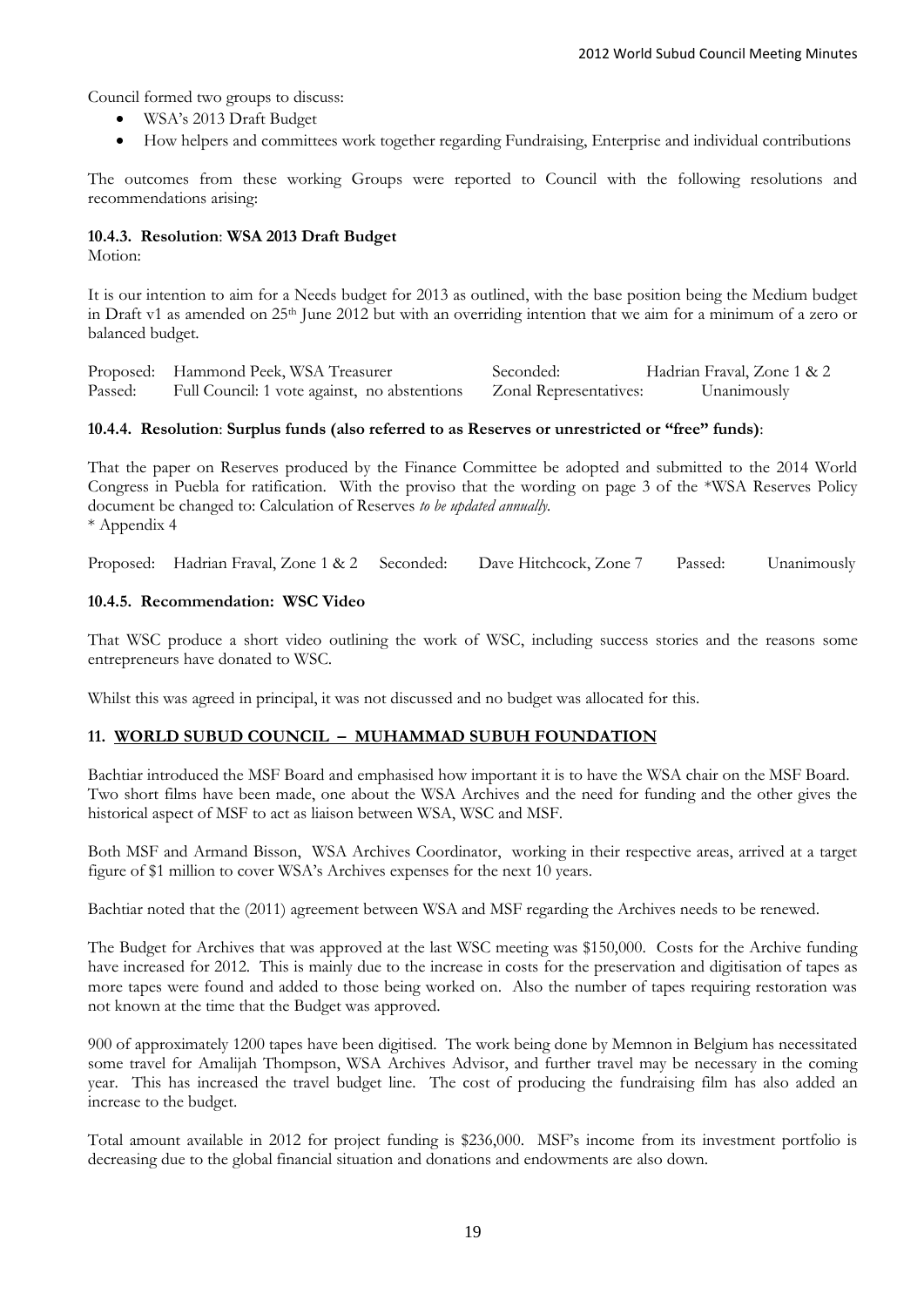Council formed two groups to discuss:

- WSA's 2013 Draft Budget
- How helpers and committees work together regarding Fundraising, Enterprise and individual contributions

The outcomes from these working Groups were reported to Council with the following resolutions and recommendations arising:

### 10.4.3. Resolution: WSA 2013 Draft Budget

Motion:

It is our intention to aim for a Needs budget for 2013 as outlined, with the base position being the Medium budget in Draft v1 as amended on 25th June 2012 but with an overriding intention that we aim for a minimum of a zero or balanced budget.

| | | | |
|---|---|---|---|
| Proposed: | Hammond Peek, WSA Treasurer | Seconded: | Hadrian Fraval, Zone 1 & 2 |
| Passed: | Full Council: 1 vote against, no abstentions | Zonal Representatives: | Unanimously |

### 10.4.4. Resolution: Surplus funds (also referred to as Reserves or unrestricted or "free" funds):

That the paper on Reserves produced by the Finance Committee be adopted and submitted to the 2014 World Congress in Puebla for ratification. With the proviso that the wording on page 3 of the *WSA Reserves Policy document be changed to: Calculation of Reserves *to be updated annually.*

* Appendix 4

Proposed: Hadrian Fraval, Zone 1 & 2 Seconded: Dave Hitchcock, Zone 7 Passed: Unanimously

### 10.4.5. Recommendation: WSC Video

That WSC produce a short video outlining the work of WSC, including success stories and the reasons some entrepreneurs have donated to WSC.

Whilst this was agreed in principal, it was not discussed and no budget was allocated for this.

## 11. WORLD SUBUD COUNCIL – MUHAMMAD SUBUH FOUNDATION

Bachtiar introduced the MSF Board and emphasised how important it is to have the WSA chair on the MSF Board. Two short films have been made, one about the WSA Archives and the need for funding and the other gives the historical aspect of MSF to act as liaison between WSA, WSC and MSF.

Both MSF and Armand Bisson, WSA Archives Coordinator, working in their respective areas, arrived at a target figure of $1 million to cover WSA's Archives expenses for the next 10 years.

Bachtiar noted that the (2011) agreement between WSA and MSF regarding the Archives needs to be renewed.

The Budget for Archives that was approved at the last WSC meeting was $150,000. Costs for the Archive funding have increased for 2012. This is mainly due to the increase in costs for the preservation and digitisation of tapes as more tapes were found and added to those being worked on. Also the number of tapes requiring restoration was not known at the time that the Budget was approved.

900 of approximately 1200 tapes have been digitised. The work being done by Memnon in Belgium has necessitated some travel for Amalijah Thompson, WSA Archives Advisor, and further travel may be necessary in the coming year. This has increased the travel budget line. The cost of producing the fundraising film has also added an increase to the budget.

Total amount available in 2012 for project funding is $236,000. MSF's income from its investment portfolio is decreasing due to the global financial situation and donations and endowments are also down.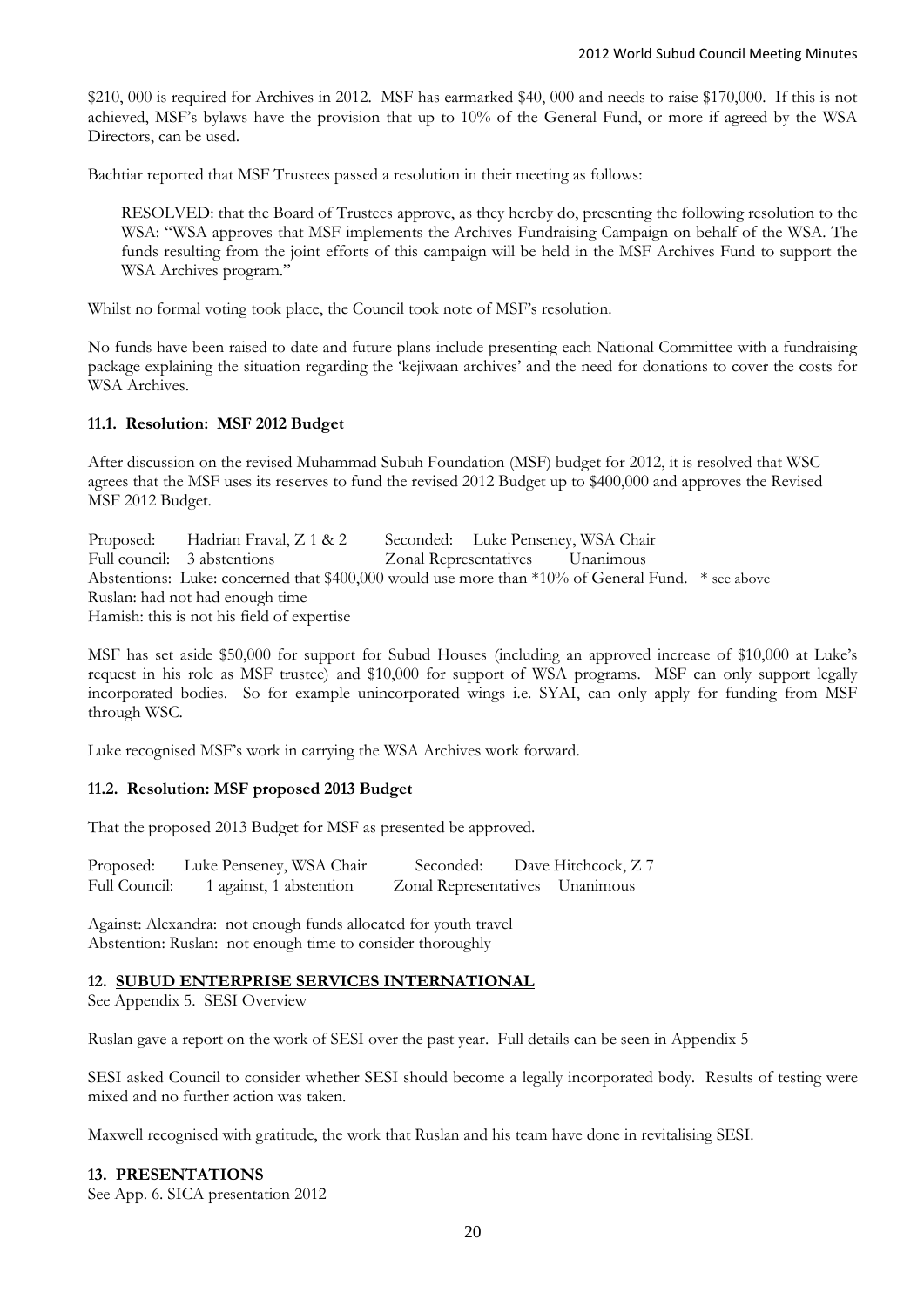$210, 000 is required for Archives in 2012. MSF has earmarked $40, 000 and needs to raise $170,000. If this is not achieved, MSF's bylaws have the provision that up to 10% of the General Fund, or more if agreed by the WSA Directors, can be used.

Bachtiar reported that MSF Trustees passed a resolution in their meeting as follows:

> RESOLVED: that the Board of Trustees approve, as they hereby do, presenting the following resolution to the WSA: "WSA approves that MSF implements the Archives Fundraising Campaign on behalf of the WSA. The funds resulting from the joint efforts of this campaign will be held in the MSF Archives Fund to support the WSA Archives program."

Whilst no formal voting took place, the Council took note of MSF's resolution.

No funds have been raised to date and future plans include presenting each National Committee with a fundraising package explaining the situation regarding the 'kejiwaan archives' and the need for donations to cover the costs for WSA Archives.

### 11.1. Resolution: MSF 2012 Budget

After discussion on the revised Muhammad Subuh Foundation (MSF) budget for 2012, it is resolved that WSC agrees that the MSF uses its reserves to fund the revised 2012 Budget up to $400,000 and approves the Revised MSF 2012 Budget.

Proposed: Hadrian Fraval, Z 1 & 2 Seconded: Luke Penseney, WSA Chair
Full council: 3 abstentions Zonal Representatives Unanimous
Abstentions: Luke: concerned that $400,000 would use more than *10% of General Fund. * see above
Ruslan: had not had enough time
Hamish: this is not his field of expertise

MSF has set aside $50,000 for support for Subud Houses (including an approved increase of $10,000 at Luke's request in his role as MSF trustee) and $10,000 for support of WSA programs. MSF can only support legally incorporated bodies. So for example unincorporated wings i.e. SYAI, can only apply for funding from MSF through WSC.

Luke recognised MSF's work in carrying the WSA Archives work forward.

### 11.2. Resolution: MSF proposed 2013 Budget

That the proposed 2013 Budget for MSF as presented be approved.

Proposed: Luke Penseney, WSA Chair Seconded: Dave Hitchcock, Z 7
Full Council: 1 against, 1 abstention Zonal Representatives Unanimous

Against: Alexandra: not enough funds allocated for youth travel
Abstention: Ruslan: not enough time to consider thoroughly

## 12. SUBUD ENTERPRISE SERVICES INTERNATIONAL

See Appendix 5. SESI Overview

Ruslan gave a report on the work of SESI over the past year. Full details can be seen in Appendix 5

SESI asked Council to consider whether SESI should become a legally incorporated body. Results of testing were mixed and no further action was taken.

Maxwell recognised with gratitude, the work that Ruslan and his team have done in revitalising SESI.

## 13. PRESENTATIONS

See App. 6. SICA presentation 2012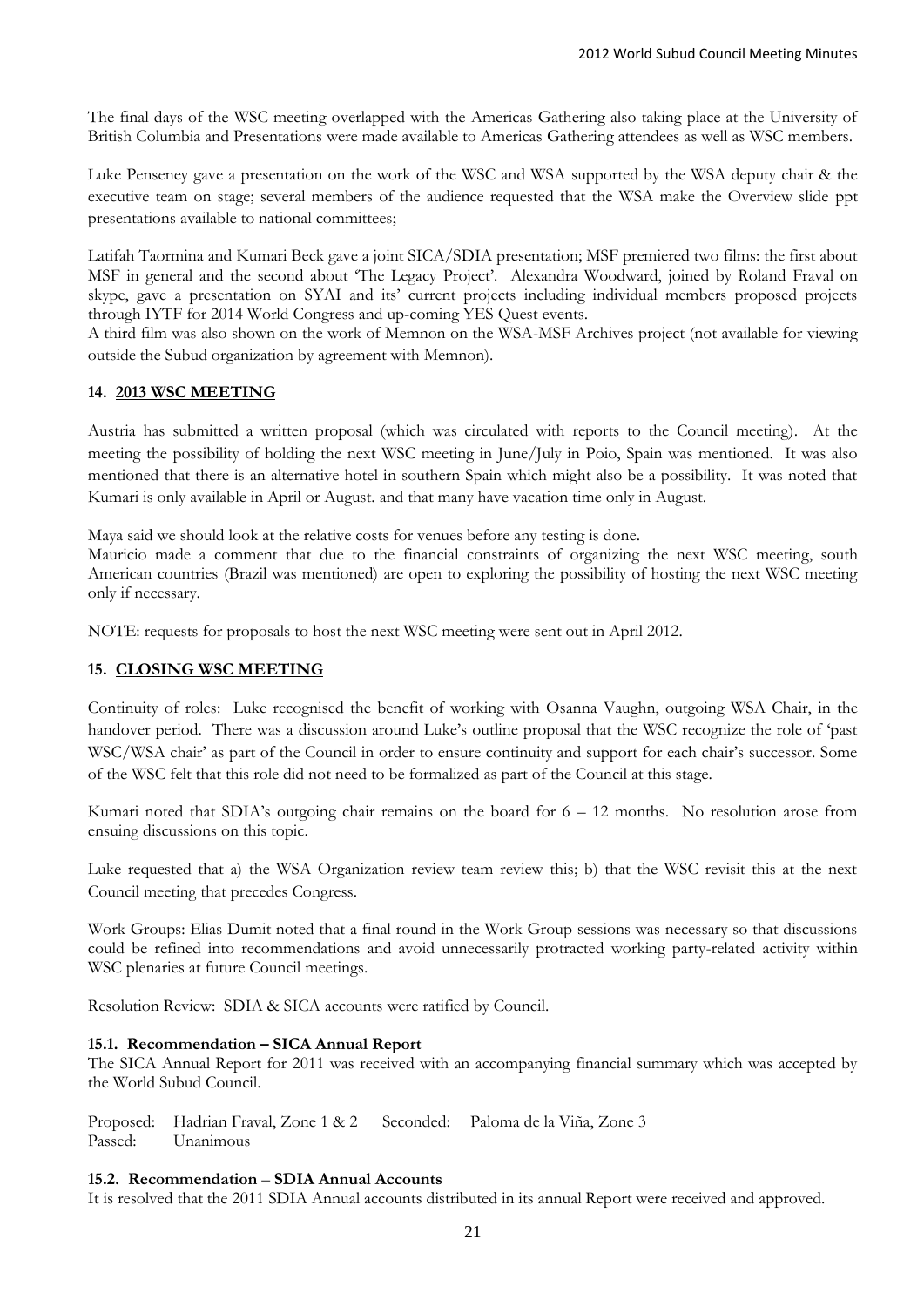The final days of the WSC meeting overlapped with the Americas Gathering also taking place at the University of British Columbia and Presentations were made available to Americas Gathering attendees as well as WSC members.

Luke Penseney gave a presentation on the work of the WSC and WSA supported by the WSA deputy chair & the executive team on stage; several members of the audience requested that the WSA make the Overview slide ppt presentations available to national committees;

Latifah Taormina and Kumari Beck gave a joint SICA/SDIA presentation; MSF premiered two films: the first about MSF in general and the second about 'The Legacy Project'. Alexandra Woodward, joined by Roland Fraval on skype, gave a presentation on SYAI and its' current projects including individual members proposed projects through IYTF for 2014 World Congress and up-coming YES Quest events.
A third film was also shown on the work of Memnon on the WSA-MSF Archives project (not available for viewing outside the Subud organization by agreement with Memnon).

### 14. 2013 WSC MEETING

Austria has submitted a written proposal (which was circulated with reports to the Council meeting). At the meeting the possibility of holding the next WSC meeting in June/July in Poio, Spain was mentioned. It was also mentioned that there is an alternative hotel in southern Spain which might also be a possibility. It was noted that Kumari is only available in April or August. and that many have vacation time only in August.

Maya said we should look at the relative costs for venues before any testing is done.
Mauricio made a comment that due to the financial constraints of organizing the next WSC meeting, south American countries (Brazil was mentioned) are open to exploring the possibility of hosting the next WSC meeting only if necessary.

NOTE: requests for proposals to host the next WSC meeting were sent out in April 2012.

### 15. CLOSING WSC MEETING

Continuity of roles: Luke recognised the benefit of working with Osanna Vaughn, outgoing WSA Chair, in the handover period. There was a discussion around Luke's outline proposal that the WSC recognize the role of 'past WSC/WSA chair' as part of the Council in order to ensure continuity and support for each chair's successor. Some of the WSC felt that this role did not need to be formalized as part of the Council at this stage.

Kumari noted that SDIA's outgoing chair remains on the board for 6 – 12 months. No resolution arose from ensuing discussions on this topic.

Luke requested that a) the WSA Organization review team review this; b) that the WSC revisit this at the next Council meeting that precedes Congress.

Work Groups: Elias Dumit noted that a final round in the Work Group sessions was necessary so that discussions could be refined into recommendations and avoid unnecessarily protracted working party-related activity within WSC plenaries at future Council meetings.

Resolution Review: SDIA & SICA accounts were ratified by Council.

#### 15.1. Recommendation – SICA Annual Report

The SICA Annual Report for 2011 was received with an accompanying financial summary which was accepted by the World Subud Council.

Proposed: Hadrian Fraval, Zone 1 & 2 Seconded: Paloma de la Viña, Zone 3
Passed: Unanimous

#### 15.2. Recommendation – SDIA Annual Accounts

It is resolved that the 2011 SDIA Annual accounts distributed in its annual Report were received and approved.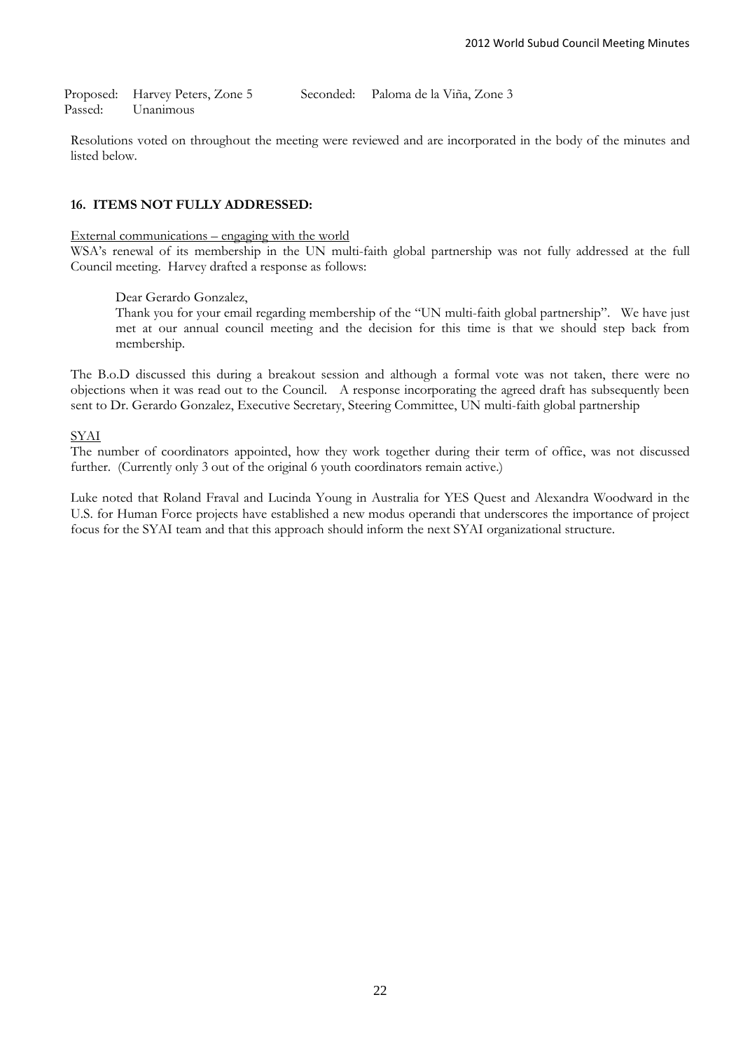Proposed: Harvey Peters, Zone 5 Seconded: Paloma de la Viña, Zone 3
Passed: Unanimous

Resolutions voted on throughout the meeting were reviewed and are incorporated in the body of the minutes and listed below.

## 16. ITEMS NOT FULLY ADDRESSED:

External communications – engaging with the world

WSA's renewal of its membership in the UN multi-faith global partnership was not fully addressed at the full Council meeting. Harvey drafted a response as follows:

> Dear Gerardo Gonzalez,
>
> Thank you for your email regarding membership of the "UN multi-faith global partnership". We have just met at our annual council meeting and the decision for this time is that we should step back from membership.

The B.o.D discussed this during a breakout session and although a formal vote was not taken, there were no objections when it was read out to the Council. A response incorporating the agreed draft has subsequently been sent to Dr. Gerardo Gonzalez, Executive Secretary, Steering Committee, UN multi-faith global partnership

SYAI

The number of coordinators appointed, how they work together during their term of office, was not discussed further. (Currently only 3 out of the original 6 youth coordinators remain active.)

Luke noted that Roland Fraval and Lucinda Young in Australia for YES Quest and Alexandra Woodward in the U.S. for Human Force projects have established a new modus operandi that underscores the importance of project focus for the SYAI team and that this approach should inform the next SYAI organizational structure.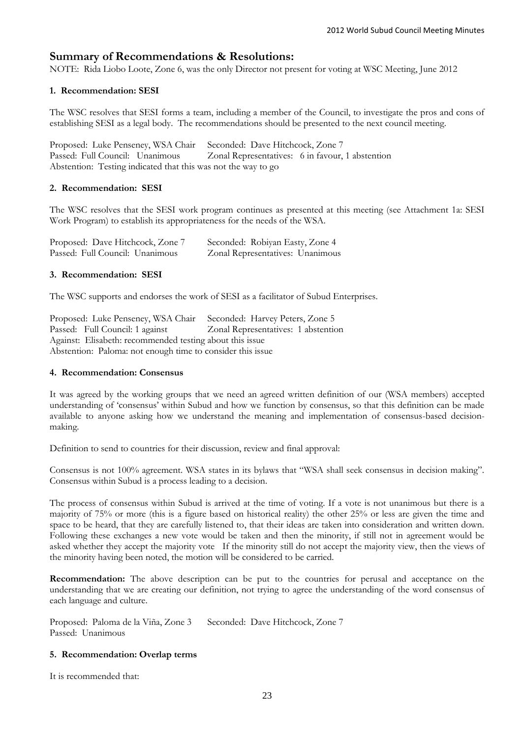## Summary of Recommendations & Resolutions:

NOTE: Rida Liobo Loote, Zone 6, was the only Director not present for voting at WSC Meeting, June 2012

### 1. Recommendation: SESI

The WSC resolves that SESI forms a team, including a member of the Council, to investigate the pros and cons of establishing SESI as a legal body. The recommendations should be presented to the next council meeting.

Proposed: Luke Penseney, WSA Chair  Seconded: Dave Hitchcock, Zone 7
Passed: Full Council: Unanimous  Zonal Representatives: 6 in favour, 1 abstention
Abstention: Testing indicated that this was not the way to go

### 2. Recommendation: SESI

The WSC resolves that the SESI work program continues as presented at this meeting (see Attachment 1a: SESI Work Program) to establish its appropriateness for the needs of the WSA.

Proposed: Dave Hitchcock, Zone 7  Seconded: Robiyan Easty, Zone 4
Passed: Full Council: Unanimous  Zonal Representatives: Unanimous

### 3. Recommendation: SESI

The WSC supports and endorses the work of SESI as a facilitator of Subud Enterprises.

Proposed: Luke Penseney, WSA Chair  Seconded: Harvey Peters, Zone 5
Passed: Full Council: 1 against  Zonal Representatives: 1 abstention
Against: Elisabeth: recommended testing about this issue
Abstention: Paloma: not enough time to consider this issue

### 4. Recommendation: Consensus

It was agreed by the working groups that we need an agreed written definition of our (WSA members) accepted understanding of 'consensus' within Subud and how we function by consensus, so that this definition can be made available to anyone asking how we understand the meaning and implementation of consensus-based decision-making.

Definition to send to countries for their discussion, review and final approval:

Consensus is not 100% agreement. WSA states in its bylaws that "WSA shall seek consensus in decision making". Consensus within Subud is a process leading to a decision.

The process of consensus within Subud is arrived at the time of voting. If a vote is not unanimous but there is a majority of 75% or more (this is a figure based on historical reality) the other 25% or less are given the time and space to be heard, that they are carefully listened to, that their ideas are taken into consideration and written down. Following these exchanges a new vote would be taken and then the minority, if still not in agreement would be asked whether they accept the majority vote  If the minority still do not accept the majority view, then the views of the minority having been noted, the motion will be considered to be carried.

**Recommendation:** The above description can be put to the countries for perusal and acceptance on the understanding that we are creating our definition, not trying to agree the understanding of the word consensus of each language and culture.

Proposed: Paloma de la Viña, Zone 3  Seconded: Dave Hitchcock, Zone 7
Passed: Unanimous

### 5. Recommendation: Overlap terms

It is recommended that: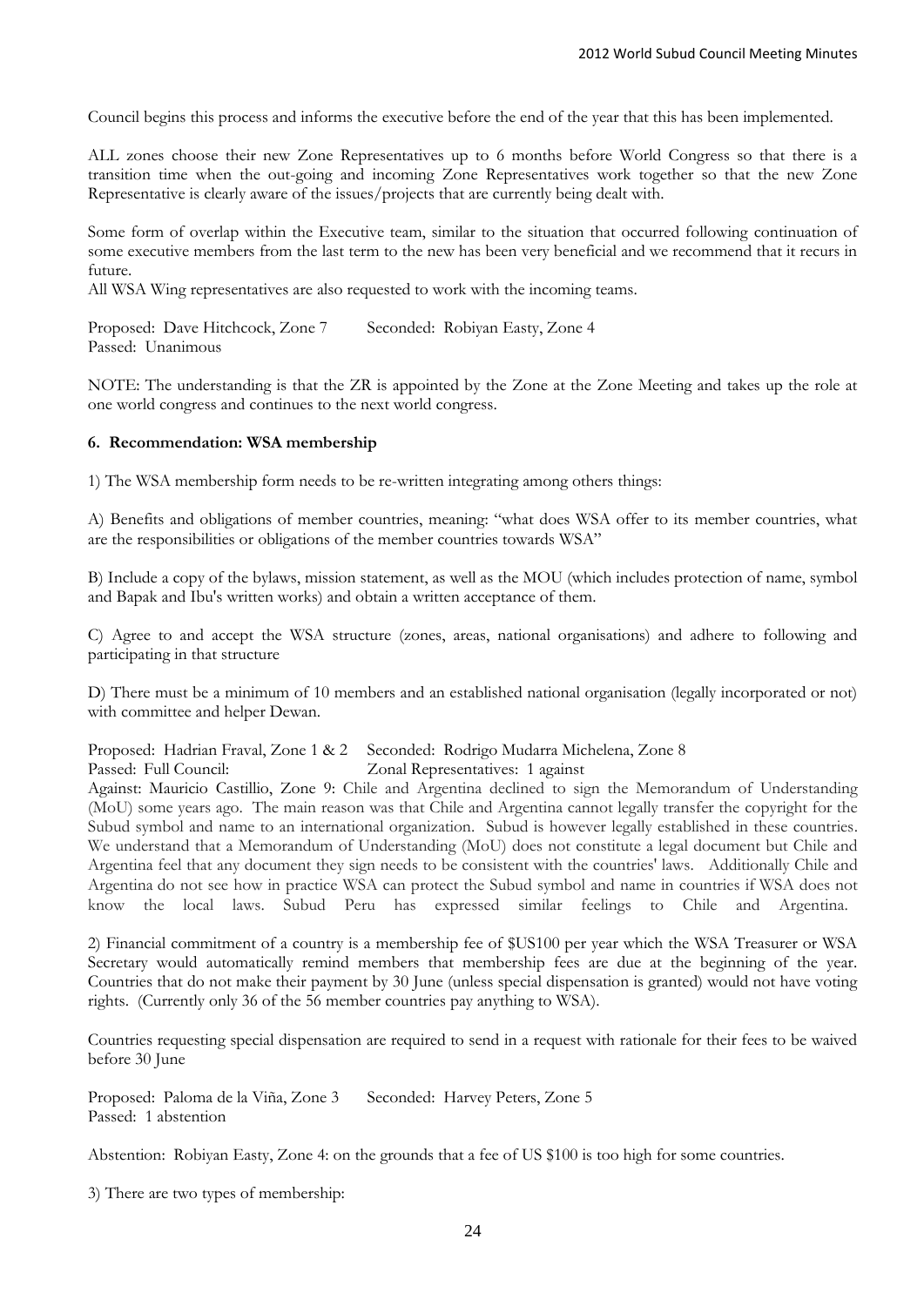Council begins this process and informs the executive before the end of the year that this has been implemented.

ALL zones choose their new Zone Representatives up to 6 months before World Congress so that there is a transition time when the out-going and incoming Zone Representatives work together so that the new Zone Representative is clearly aware of the issues/projects that are currently being dealt with.

Some form of overlap within the Executive team, similar to the situation that occurred following continuation of some executive members from the last term to the new has been very beneficial and we recommend that it recurs in future.
All WSA Wing representatives are also requested to work with the incoming teams.

Proposed: Dave Hitchcock, Zone 7 Seconded: Robiyan Easty, Zone 4
Passed: Unanimous

NOTE: The understanding is that the ZR is appointed by the Zone at the Zone Meeting and takes up the role at one world congress and continues to the next world congress.

**6. Recommendation: WSA membership**

1) The WSA membership form needs to be re-written integrating among others things:

A) Benefits and obligations of member countries, meaning: "what does WSA offer to its member countries, what are the responsibilities or obligations of the member countries towards WSA"

B) Include a copy of the bylaws, mission statement, as well as the MOU (which includes protection of name, symbol and Bapak and Ibu's written works) and obtain a written acceptance of them.

C) Agree to and accept the WSA structure (zones, areas, national organisations) and adhere to following and participating in that structure

D) There must be a minimum of 10 members and an established national organisation (legally incorporated or not) with committee and helper Dewan.

Proposed: Hadrian Fraval, Zone 1 & 2 Seconded: Rodrigo Mudarra Michelena, Zone 8
Passed: Full Council: Zonal Representatives: 1 against
Against: Mauricio Castillio, Zone 9: Chile and Argentina declined to sign the Memorandum of Understanding (MoU) some years ago. The main reason was that Chile and Argentina cannot legally transfer the copyright for the Subud symbol and name to an international organization. Subud is however legally established in these countries. We understand that a Memorandum of Understanding (MoU) does not constitute a legal document but Chile and Argentina feel that any document they sign needs to be consistent with the countries' laws. Additionally Chile and Argentina do not see how in practice WSA can protect the Subud symbol and name in countries if WSA does not know the local laws. Subud Peru has expressed similar feelings to Chile and Argentina.

2) Financial commitment of a country is a membership fee of $US100 per year which the WSA Treasurer or WSA Secretary would automatically remind members that membership fees are due at the beginning of the year. Countries that do not make their payment by 30 June (unless special dispensation is granted) would not have voting rights. (Currently only 36 of the 56 member countries pay anything to WSA).

Countries requesting special dispensation are required to send in a request with rationale for their fees to be waived before 30 June

Proposed: Paloma de la Viña, Zone 3 Seconded: Harvey Peters, Zone 5
Passed: 1 abstention

Abstention: Robiyan Easty, Zone 4: on the grounds that a fee of US $100 is too high for some countries.

3) There are two types of membership: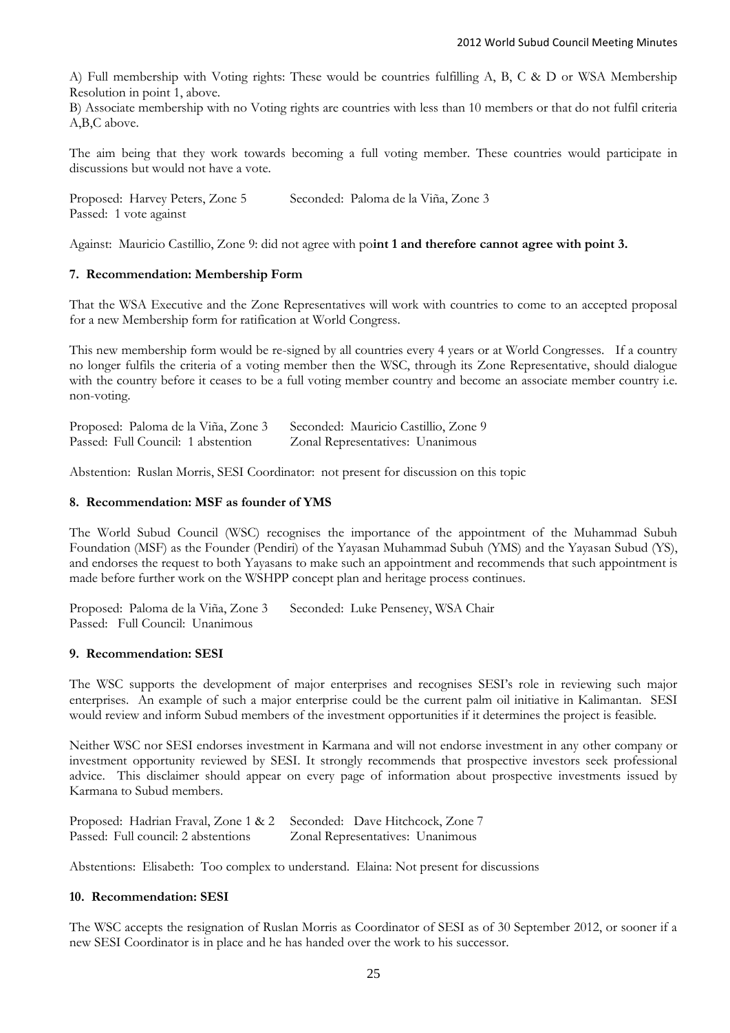A) Full membership with Voting rights: These would be countries fulfilling A, B, C & D or WSA Membership Resolution in point 1, above.

B) Associate membership with no Voting rights are countries with less than 10 members or that do not fulfil criteria A,B,C above.

The aim being that they work towards becoming a full voting member. These countries would participate in discussions but would not have a vote.

Proposed: Harvey Peters, Zone 5 Seconded: Paloma de la Viña, Zone 3
Passed: 1 vote against

Against: Mauricio Castillio, Zone 9: did not agree with po**int 1 and therefore cannot agree with point 3.**

### 7. Recommendation: Membership Form

That the WSA Executive and the Zone Representatives will work with countries to come to an accepted proposal for a new Membership form for ratification at World Congress.

This new membership form would be re-signed by all countries every 4 years or at World Congresses. If a country no longer fulfils the criteria of a voting member then the WSC, through its Zone Representative, should dialogue with the country before it ceases to be a full voting member country and become an associate member country i.e. non-voting.

Proposed: Paloma de la Viña, Zone 3 Seconded: Mauricio Castillio, Zone 9
Passed: Full Council: 1 abstention Zonal Representatives: Unanimous

Abstention: Ruslan Morris, SESI Coordinator: not present for discussion on this topic

### 8. Recommendation: MSF as founder of YMS

The World Subud Council (WSC) recognises the importance of the appointment of the Muhammad Subuh Foundation (MSF) as the Founder (Pendiri) of the Yayasan Muhammad Subuh (YMS) and the Yayasan Subud (YS), and endorses the request to both Yayasans to make such an appointment and recommends that such appointment is made before further work on the WSHPP concept plan and heritage process continues.

Proposed: Paloma de la Viña, Zone 3 Seconded: Luke Penseney, WSA Chair
Passed: Full Council: Unanimous

### 9. Recommendation: SESI

The WSC supports the development of major enterprises and recognises SESI's role in reviewing such major enterprises. An example of such a major enterprise could be the current palm oil initiative in Kalimantan. SESI would review and inform Subud members of the investment opportunities if it determines the project is feasible.

Neither WSC nor SESI endorses investment in Karmana and will not endorse investment in any other company or investment opportunity reviewed by SESI. It strongly recommends that prospective investors seek professional advice. This disclaimer should appear on every page of information about prospective investments issued by Karmana to Subud members.

Proposed: Hadrian Fraval, Zone 1 & 2 Seconded: Dave Hitchcock, Zone 7
Passed: Full council: 2 abstentions Zonal Representatives: Unanimous

Abstentions: Elisabeth: Too complex to understand. Elaina: Not present for discussions

### 10. Recommendation: SESI

The WSC accepts the resignation of Ruslan Morris as Coordinator of SESI as of 30 September 2012, or sooner if a new SESI Coordinator is in place and he has handed over the work to his successor.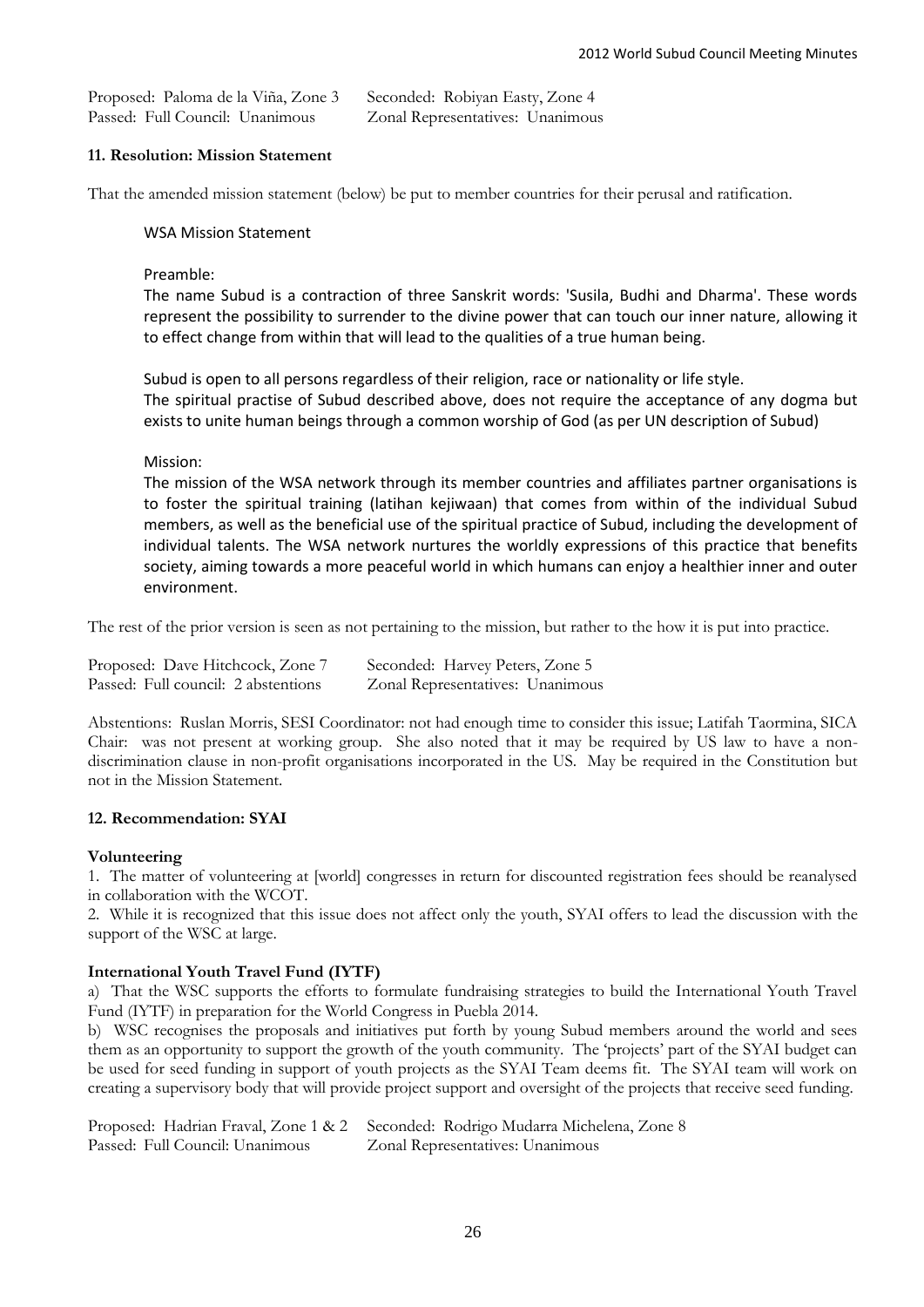| | |
|---|---|
| Proposed: Paloma de la Viña, Zone 3 | Seconded: Robiyan Easty, Zone 4 |
| Passed: Full Council: Unanimous | Zonal Representatives: Unanimous |

**11. Resolution: Mission Statement**

That the amended mission statement (below) be put to member countries for their perusal and ratification.

WSA Mission Statement

Preamble:

The name Subud is a contraction of three Sanskrit words: 'Susila, Budhi and Dharma'. These words represent the possibility to surrender to the divine power that can touch our inner nature, allowing it to effect change from within that will lead to the qualities of a true human being.

Subud is open to all persons regardless of their religion, race or nationality or life style.
The spiritual practise of Subud described above, does not require the acceptance of any dogma but exists to unite human beings through a common worship of God (as per UN description of Subud)

Mission:

The mission of the WSA network through its member countries and affiliates partner organisations is to foster the spiritual training (latihan kejiwaan) that comes from within of the individual Subud members, as well as the beneficial use of the spiritual practice of Subud, including the development of individual talents. The WSA network nurtures the worldly expressions of this practice that benefits society, aiming towards a more peaceful world in which humans can enjoy a healthier inner and outer environment.

The rest of the prior version is seen as not pertaining to the mission, but rather to the how it is put into practice.

| | |
|---|---|
| Proposed: Dave Hitchcock, Zone 7 | Seconded: Harvey Peters, Zone 5 |
| Passed: Full council: 2 abstentions | Zonal Representatives: Unanimous |

Abstentions: Ruslan Morris, SESI Coordinator: not had enough time to consider this issue; Latifah Taormina, SICA Chair: was not present at working group. She also noted that it may be required by US law to have a non-discrimination clause in non-profit organisations incorporated in the US. May be required in the Constitution but not in the Mission Statement.

**12. Recommendation: SYAI**

**Volunteering**

1. The matter of volunteering at [world] congresses in return for discounted registration fees should be reanalysed in collaboration with the WCOT.
2. While it is recognized that this issue does not affect only the youth, SYAI offers to lead the discussion with the support of the WSC at large.

**International Youth Travel Fund (IYTF)**

a) That the WSC supports the efforts to formulate fundraising strategies to build the International Youth Travel Fund (IYTF) in preparation for the World Congress in Puebla 2014.

b) WSC recognises the proposals and initiatives put forth by young Subud members around the world and sees them as an opportunity to support the growth of the youth community. The 'projects' part of the SYAI budget can be used for seed funding in support of youth projects as the SYAI Team deems fit. The SYAI team will work on creating a supervisory body that will provide project support and oversight of the projects that receive seed funding.

| | |
|---|---|
| Proposed: Hadrian Fraval, Zone 1 & 2 | Seconded: Rodrigo Mudarra Michelena, Zone 8 |
| Passed: Full Council: Unanimous | Zonal Representatives: Unanimous |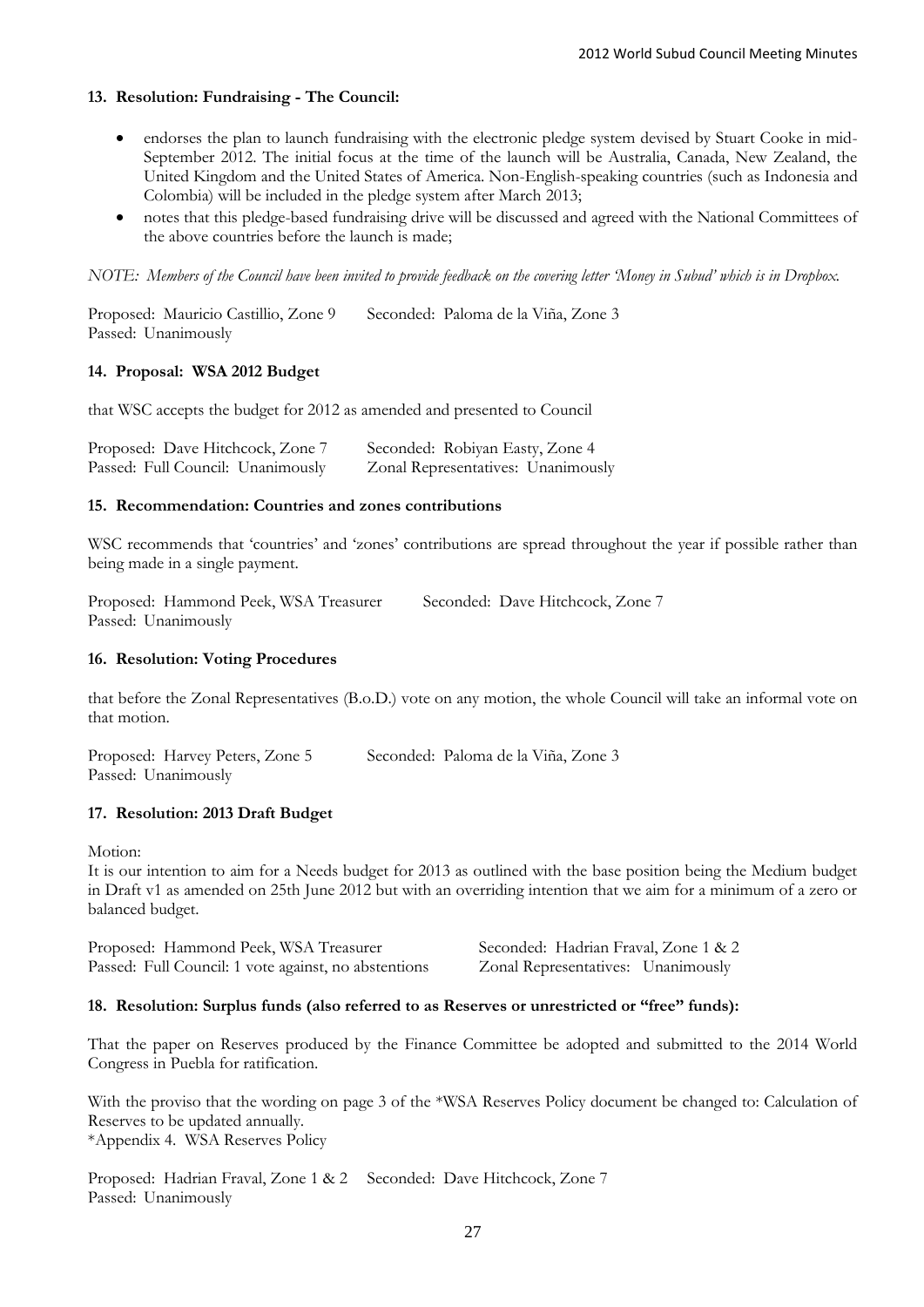### 13. Resolution: Fundraising - The Council:

- endorses the plan to launch fundraising with the electronic pledge system devised by Stuart Cooke in mid-September 2012. The initial focus at the time of the launch will be Australia, Canada, New Zealand, the United Kingdom and the United States of America. Non-English-speaking countries (such as Indonesia and Colombia) will be included in the pledge system after March 2013;
- notes that this pledge-based fundraising drive will be discussed and agreed with the National Committees of the above countries before the launch is made;

*NOTE: Members of the Council have been invited to provide feedback on the covering letter 'Money in Subud' which is in Dropbox.*

Proposed: Mauricio Castillio, Zone 9 Seconded: Paloma de la Viña, Zone 3
Passed: Unanimously

### 14. Proposal: WSA 2012 Budget

that WSC accepts the budget for 2012 as amended and presented to Council

Proposed: Dave Hitchcock, Zone 7 Seconded: Robiyan Easty, Zone 4
Passed: Full Council: Unanimously Zonal Representatives: Unanimously

### 15. Recommendation: Countries and zones contributions

WSC recommends that 'countries' and 'zones' contributions are spread throughout the year if possible rather than being made in a single payment.

Proposed: Hammond Peek, WSA Treasurer Seconded: Dave Hitchcock, Zone 7
Passed: Unanimously

### 16. Resolution: Voting Procedures

that before the Zonal Representatives (B.o.D.) vote on any motion, the whole Council will take an informal vote on that motion.

Proposed: Harvey Peters, Zone 5 Seconded: Paloma de la Viña, Zone 3
Passed: Unanimously

### 17. Resolution: 2013 Draft Budget

Motion:
It is our intention to aim for a Needs budget for 2013 as outlined with the base position being the Medium budget in Draft v1 as amended on 25th June 2012 but with an overriding intention that we aim for a minimum of a zero or balanced budget.

Proposed: Hammond Peek, WSA Treasurer Seconded: Hadrian Fraval, Zone 1 & 2
Passed: Full Council: 1 vote against, no abstentions Zonal Representatives: Unanimously

### 18. Resolution: Surplus funds (also referred to as Reserves or unrestricted or "free" funds):

That the paper on Reserves produced by the Finance Committee be adopted and submitted to the 2014 World Congress in Puebla for ratification.

With the proviso that the wording on page 3 of the *WSA Reserves Policy document be changed to: Calculation of Reserves to be updated annually.
*Appendix 4. WSA Reserves Policy

Proposed: Hadrian Fraval, Zone 1 & 2 Seconded: Dave Hitchcock, Zone 7
Passed: Unanimously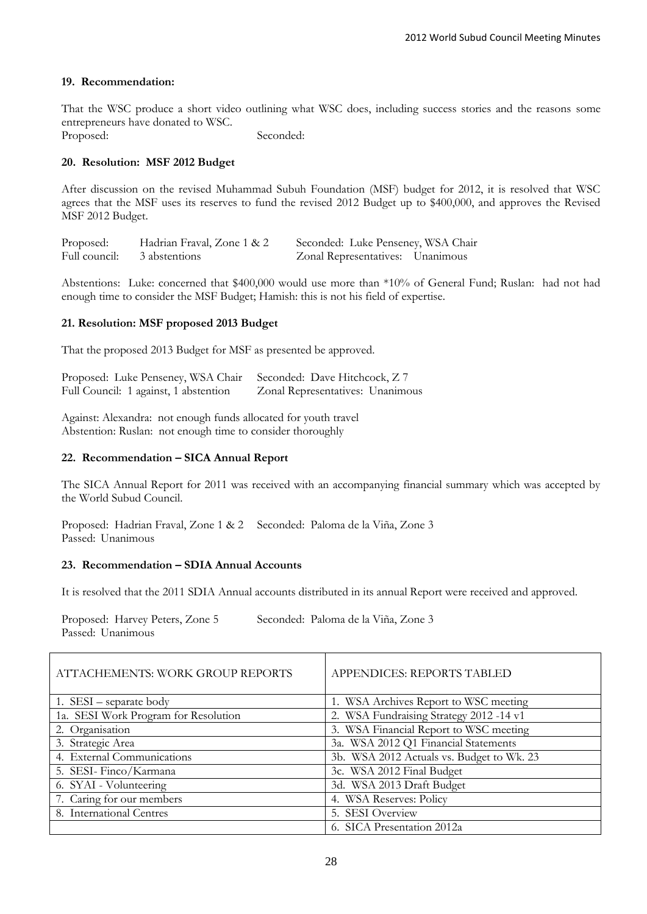**19. Recommendation:**

That the WSC produce a short video outlining what WSC does, including success stories and the reasons some entrepreneurs have donated to WSC.

Proposed: Seconded:

**20. Resolution: MSF 2012 Budget**

After discussion on the revised Muhammad Subuh Foundation (MSF) budget for 2012, it is resolved that WSC agrees that the MSF uses its reserves to fund the revised 2012 Budget up to $400,000, and approves the Revised MSF 2012 Budget.

Proposed: Hadrian Fraval, Zone 1 & 2 Seconded: Luke Penseney, WSA Chair
Full council: 3 abstentions Zonal Representatives: Unanimous

Abstentions: Luke: concerned that $400,000 would use more than *10% of General Fund; Ruslan: had not had enough time to consider the MSF Budget; Hamish: this is not his field of expertise.

**21. Resolution: MSF proposed 2013 Budget**

That the proposed 2013 Budget for MSF as presented be approved.

Proposed: Luke Penseney, WSA Chair Seconded: Dave Hitchcock, Z 7
Full Council: 1 against, 1 abstention Zonal Representatives: Unanimous

Against: Alexandra: not enough funds allocated for youth travel
Abstention: Ruslan: not enough time to consider thoroughly

**22. Recommendation – SICA Annual Report**

The SICA Annual Report for 2011 was received with an accompanying financial summary which was accepted by the World Subud Council.

Proposed: Hadrian Fraval, Zone 1 & 2 Seconded: Paloma de la Viña, Zone 3
Passed: Unanimous

**23. Recommendation – SDIA Annual Accounts**

It is resolved that the 2011 SDIA Annual accounts distributed in its annual Report were received and approved.

Proposed: Harvey Peters, Zone 5 Seconded: Paloma de la Viña, Zone 3
Passed: Unanimous

| ATTACHEMENTS: WORK GROUP REPORTS | APPENDICES: REPORTS TABLED |
|---|---|
| 1. SESI – separate body | 1. WSA Archives Report to WSC meeting |
| 1a. SESI Work Program for Resolution | 2. WSA Fundraising Strategy 2012 -14 v1 |
| 2. Organisation | 3. WSA Financial Report to WSC meeting |
| 3. Strategic Area | 3a. WSA 2012 Q1 Financial Statements |
| 4. External Communications | 3b. WSA 2012 Actuals vs. Budget to Wk. 23 |
| 5. SESI- Finco/Karmana | 3c. WSA 2012 Final Budget |
| 6. SYAI - Volunteering | 3d. WSA 2013 Draft Budget |
| 7. Caring for our members | 4. WSA Reserves: Policy |
| 8. International Centres | 5. SESI Overview |
| | 6. SICA Presentation 2012a |